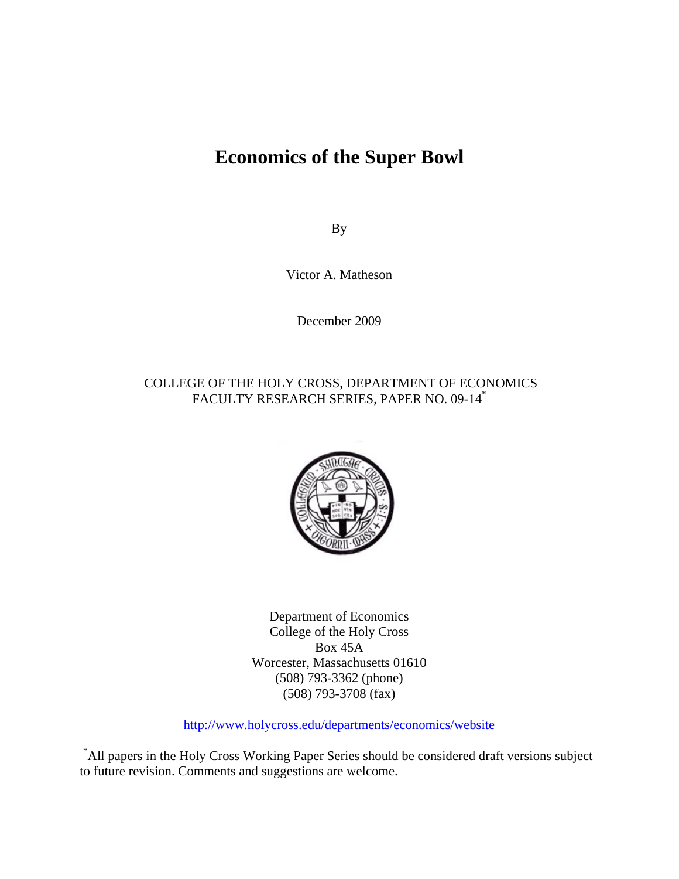# Economics of the Super Bowl

By

Victor A. Matheson

December 2009

COLLEGE OF THE HOLY CROSS, DEPARTMENT OF ECONOMICS
FACULTY RESEARCH SERIES, PAPER NO. 09-14*

Department of Economics
College of the Holy Cross
Box 45A
Worcester, Massachusetts 01610
(508) 793-3362 (phone)
(508) 793-3708 (fax)

http://www.holycross.edu/departments/economics/website

*All papers in the Holy Cross Working Paper Series should be considered draft versions subject to future revision. Comments and suggestions are welcome.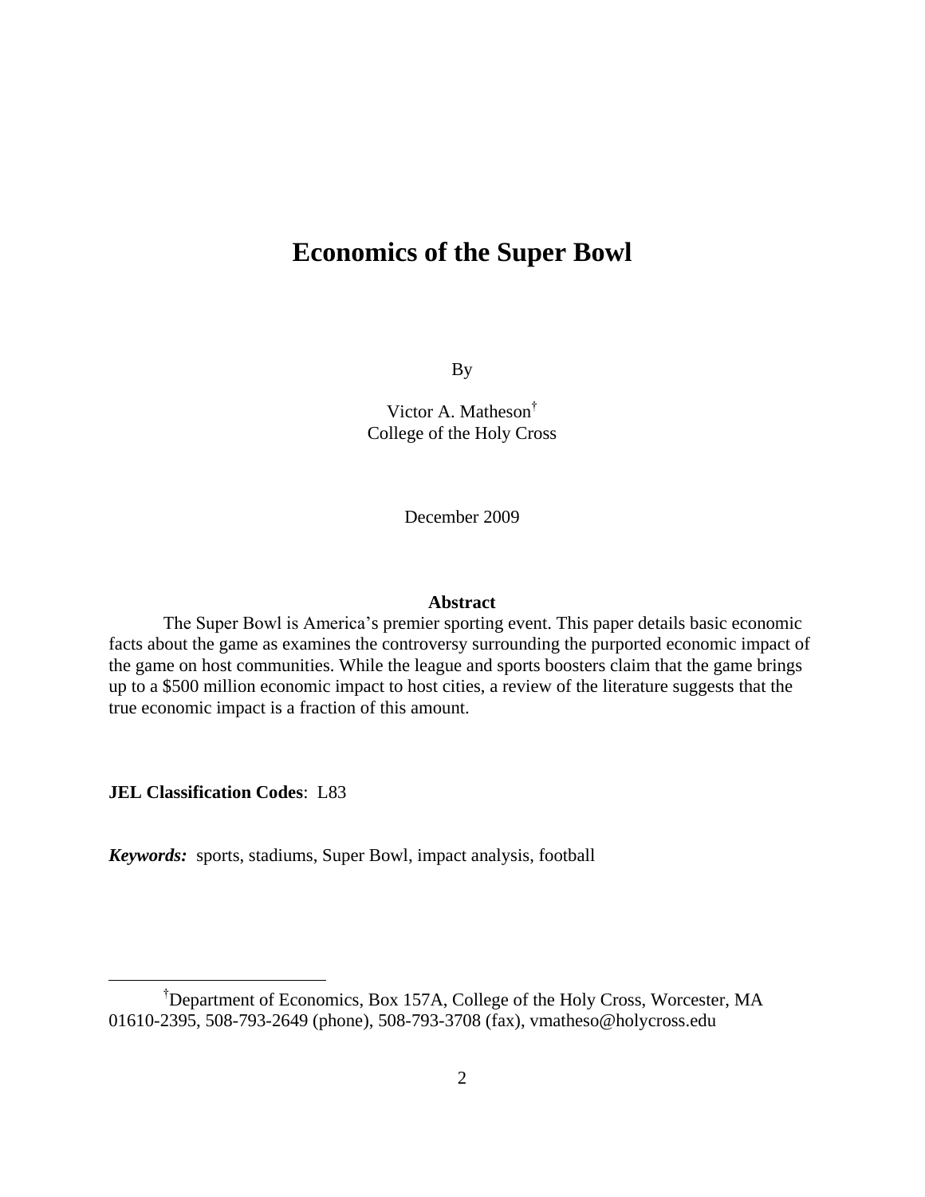# Economics of the Super Bowl

By

Victor A. Matheson[†]
College of the Holy Cross

December 2009

**Abstract**

The Super Bowl is America's premier sporting event. This paper details basic economic facts about the game as examines the controversy surrounding the purported economic impact of the game on host communities. While the league and sports boosters claim that the game brings up to a $500 million economic impact to host cities, a review of the literature suggests that the true economic impact is a fraction of this amount.

**JEL Classification Codes**: L83

***Keywords:*** sports, stadiums, Super Bowl, impact analysis, football

---

[†]Department of Economics, Box 157A, College of the Holy Cross, Worcester, MA 01610-2395, 508-793-2649 (phone), 508-793-3708 (fax), vmatheso@holycross.edu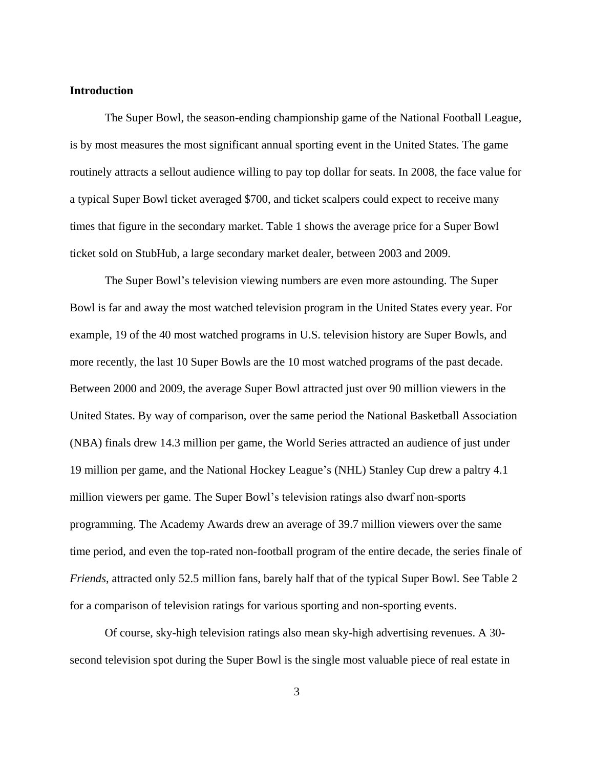## Introduction

The Super Bowl, the season-ending championship game of the National Football League, is by most measures the most significant annual sporting event in the United States. The game routinely attracts a sellout audience willing to pay top dollar for seats. In 2008, the face value for a typical Super Bowl ticket averaged $700, and ticket scalpers could expect to receive many times that figure in the secondary market. Table 1 shows the average price for a Super Bowl ticket sold on StubHub, a large secondary market dealer, between 2003 and 2009.

The Super Bowl's television viewing numbers are even more astounding. The Super Bowl is far and away the most watched television program in the United States every year. For example, 19 of the 40 most watched programs in U.S. television history are Super Bowls, and more recently, the last 10 Super Bowls are the 10 most watched programs of the past decade. Between 2000 and 2009, the average Super Bowl attracted just over 90 million viewers in the United States. By way of comparison, over the same period the National Basketball Association (NBA) finals drew 14.3 million per game, the World Series attracted an audience of just under 19 million per game, and the National Hockey League's (NHL) Stanley Cup drew a paltry 4.1 million viewers per game. The Super Bowl's television ratings also dwarf non-sports programming. The Academy Awards drew an average of 39.7 million viewers over the same time period, and even the top-rated non-football program of the entire decade, the series finale of *Friends*, attracted only 52.5 million fans, barely half that of the typical Super Bowl. See Table 2 for a comparison of television ratings for various sporting and non-sporting events.

Of course, sky-high television ratings also mean sky-high advertising revenues. A 30-second television spot during the Super Bowl is the single most valuable piece of real estate in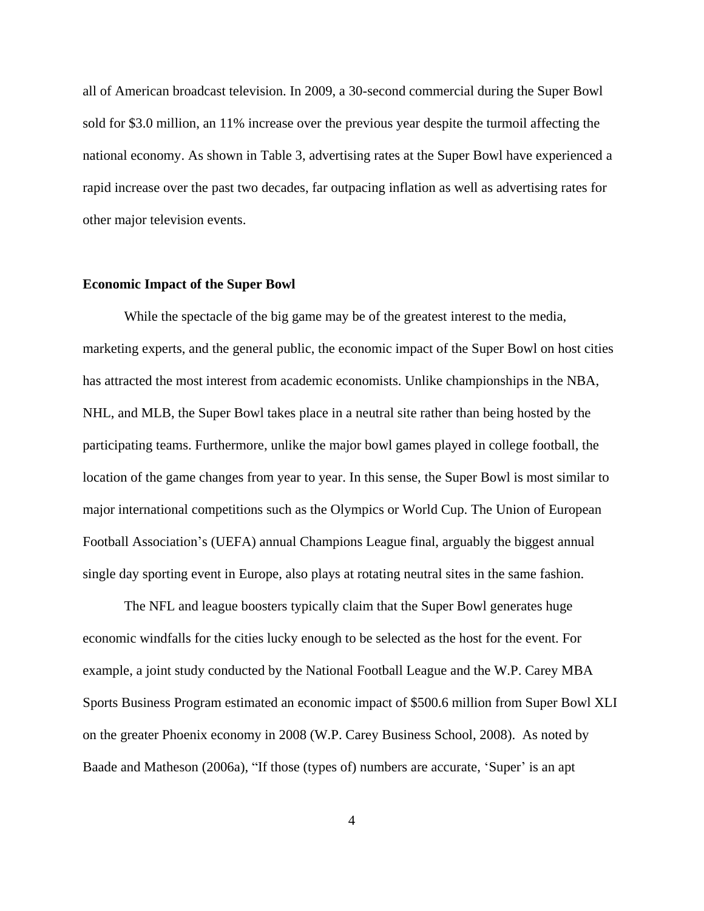all of American broadcast television. In 2009, a 30-second commercial during the Super Bowl sold for $3.0 million, an 11% increase over the previous year despite the turmoil affecting the national economy. As shown in Table 3, advertising rates at the Super Bowl have experienced a rapid increase over the past two decades, far outpacing inflation as well as advertising rates for other major television events.

**Economic Impact of the Super Bowl**

While the spectacle of the big game may be of the greatest interest to the media, marketing experts, and the general public, the economic impact of the Super Bowl on host cities has attracted the most interest from academic economists. Unlike championships in the NBA, NHL, and MLB, the Super Bowl takes place in a neutral site rather than being hosted by the participating teams. Furthermore, unlike the major bowl games played in college football, the location of the game changes from year to year. In this sense, the Super Bowl is most similar to major international competitions such as the Olympics or World Cup. The Union of European Football Association's (UEFA) annual Champions League final, arguably the biggest annual single day sporting event in Europe, also plays at rotating neutral sites in the same fashion.

The NFL and league boosters typically claim that the Super Bowl generates huge economic windfalls for the cities lucky enough to be selected as the host for the event. For example, a joint study conducted by the National Football League and the W.P. Carey MBA Sports Business Program estimated an economic impact of $500.6 million from Super Bowl XLI on the greater Phoenix economy in 2008 (W.P. Carey Business School, 2008). As noted by Baade and Matheson (2006a), "If those (types of) numbers are accurate, 'Super' is an apt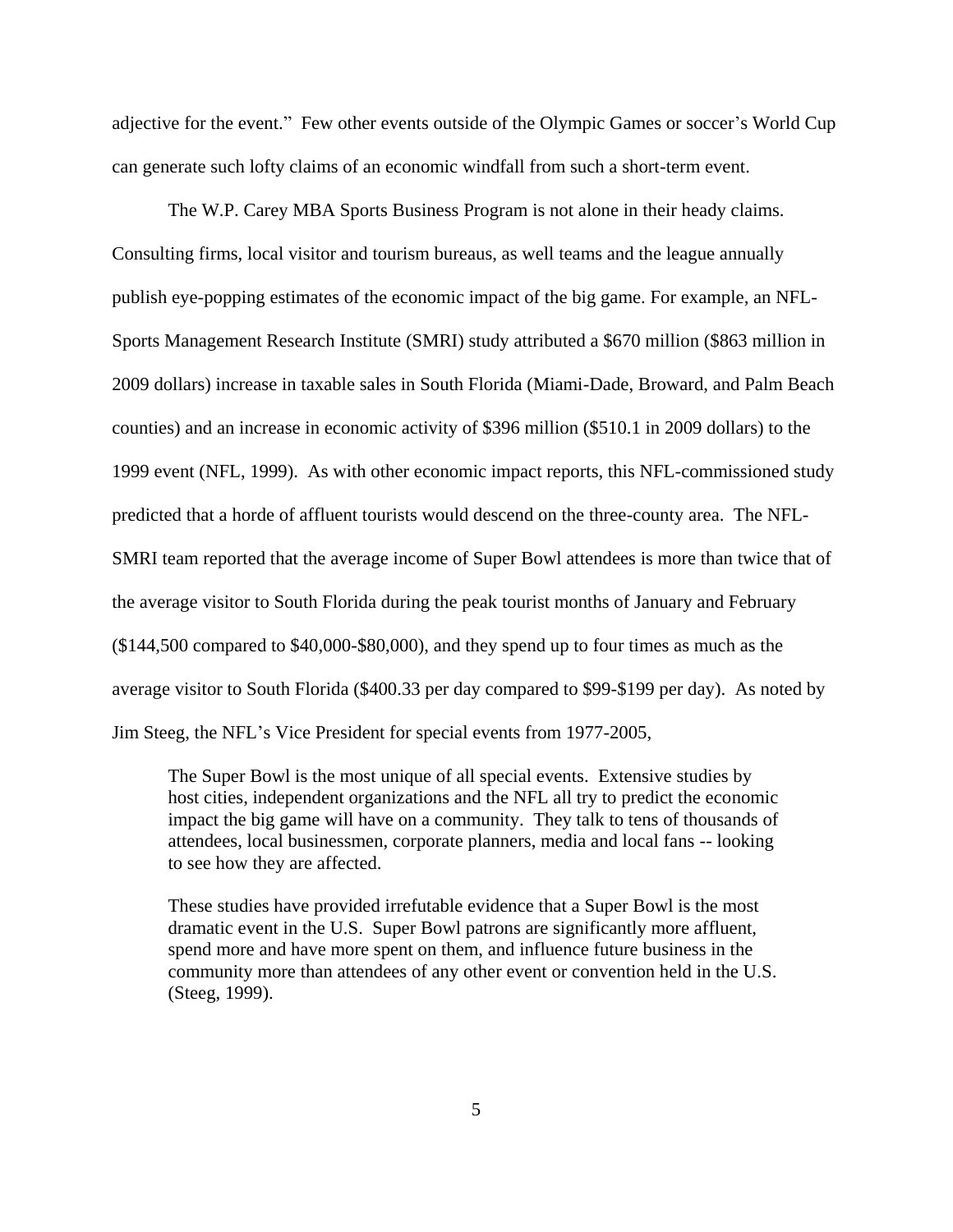adjective for the event." Few other events outside of the Olympic Games or soccer's World Cup can generate such lofty claims of an economic windfall from such a short-term event.

The W.P. Carey MBA Sports Business Program is not alone in their heady claims. Consulting firms, local visitor and tourism bureaus, as well teams and the league annually publish eye-popping estimates of the economic impact of the big game. For example, an NFL-Sports Management Research Institute (SMRI) study attributed a $670 million ($863 million in 2009 dollars) increase in taxable sales in South Florida (Miami-Dade, Broward, and Palm Beach counties) and an increase in economic activity of $396 million ($510.1 in 2009 dollars) to the 1999 event (NFL, 1999). As with other economic impact reports, this NFL-commissioned study predicted that a horde of affluent tourists would descend on the three-county area. The NFL-SMRI team reported that the average income of Super Bowl attendees is more than twice that of the average visitor to South Florida during the peak tourist months of January and February ($144,500 compared to $40,000-$80,000), and they spend up to four times as much as the average visitor to South Florida ($400.33 per day compared to $99-$199 per day). As noted by Jim Steeg, the NFL's Vice President for special events from 1977-2005,

> The Super Bowl is the most unique of all special events. Extensive studies by host cities, independent organizations and the NFL all try to predict the economic impact the big game will have on a community. They talk to tens of thousands of attendees, local businessmen, corporate planners, media and local fans -- looking to see how they are affected.
>
> These studies have provided irrefutable evidence that a Super Bowl is the most dramatic event in the U.S. Super Bowl patrons are significantly more affluent, spend more and have more spent on them, and influence future business in the community more than attendees of any other event or convention held in the U.S. (Steeg, 1999).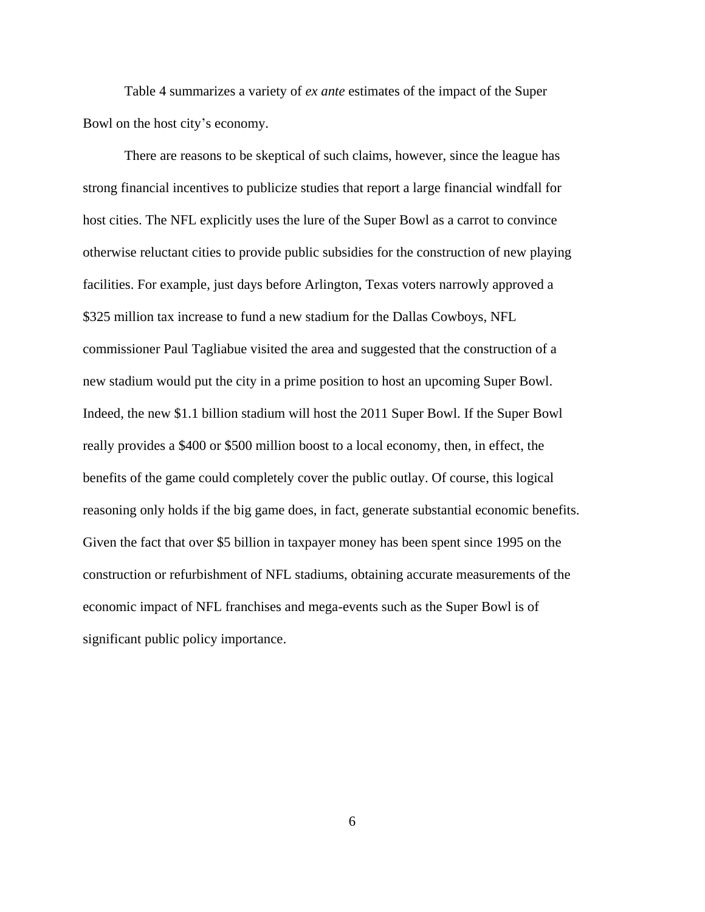Table 4 summarizes a variety of *ex ante* estimates of the impact of the Super Bowl on the host city's economy.

There are reasons to be skeptical of such claims, however, since the league has strong financial incentives to publicize studies that report a large financial windfall for host cities. The NFL explicitly uses the lure of the Super Bowl as a carrot to convince otherwise reluctant cities to provide public subsidies for the construction of new playing facilities. For example, just days before Arlington, Texas voters narrowly approved a $325 million tax increase to fund a new stadium for the Dallas Cowboys, NFL commissioner Paul Tagliabue visited the area and suggested that the construction of a new stadium would put the city in a prime position to host an upcoming Super Bowl. Indeed, the new $1.1 billion stadium will host the 2011 Super Bowl. If the Super Bowl really provides a $400 or $500 million boost to a local economy, then, in effect, the benefits of the game could completely cover the public outlay. Of course, this logical reasoning only holds if the big game does, in fact, generate substantial economic benefits. Given the fact that over $5 billion in taxpayer money has been spent since 1995 on the construction or refurbishment of NFL stadiums, obtaining accurate measurements of the economic impact of NFL franchises and mega-events such as the Super Bowl is of significant public policy importance.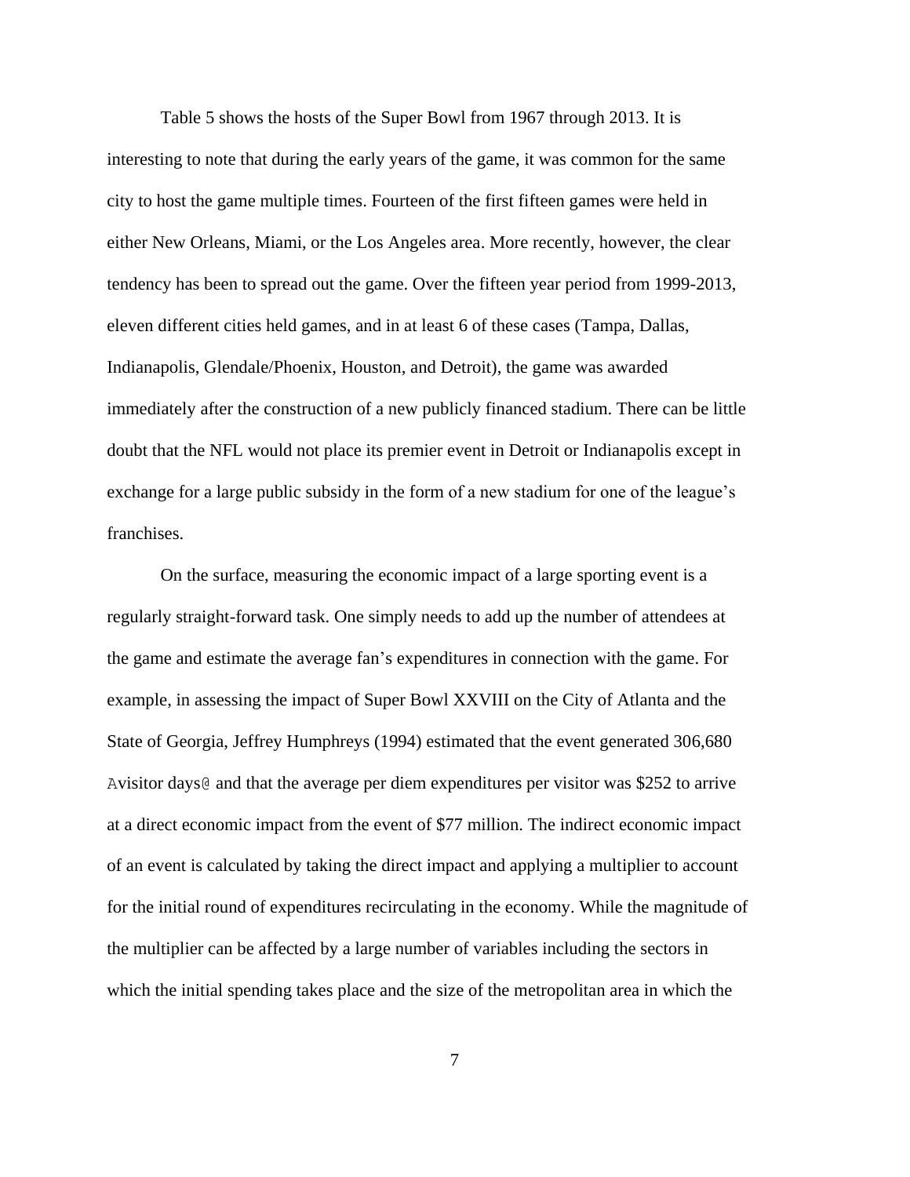Table 5 shows the hosts of the Super Bowl from 1967 through 2013. It is interesting to note that during the early years of the game, it was common for the same city to host the game multiple times. Fourteen of the first fifteen games were held in either New Orleans, Miami, or the Los Angeles area. More recently, however, the clear tendency has been to spread out the game. Over the fifteen year period from 1999-2013, eleven different cities held games, and in at least 6 of these cases (Tampa, Dallas, Indianapolis, Glendale/Phoenix, Houston, and Detroit), the game was awarded immediately after the construction of a new publicly financed stadium. There can be little doubt that the NFL would not place its premier event in Detroit or Indianapolis except in exchange for a large public subsidy in the form of a new stadium for one of the league's franchises.

On the surface, measuring the economic impact of a large sporting event is a regularly straight-forward task. One simply needs to add up the number of attendees at the game and estimate the average fan's expenditures in connection with the game. For example, in assessing the impact of Super Bowl XXVIII on the City of Atlanta and the State of Georgia, Jeffrey Humphreys (1994) estimated that the event generated 306,680 Avisitor days@ and that the average per diem expenditures per visitor was $252 to arrive at a direct economic impact from the event of $77 million. The indirect economic impact of an event is calculated by taking the direct impact and applying a multiplier to account for the initial round of expenditures recirculating in the economy. While the magnitude of the multiplier can be affected by a large number of variables including the sectors in which the initial spending takes place and the size of the metropolitan area in which the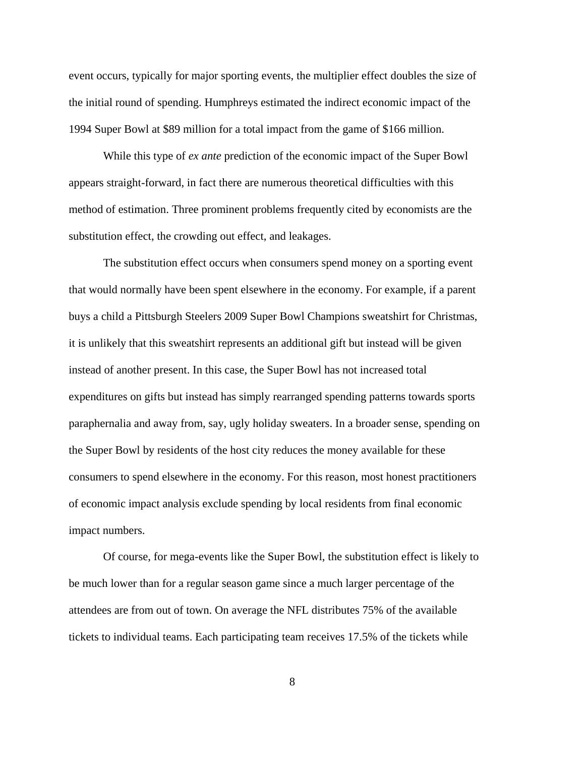event occurs, typically for major sporting events, the multiplier effect doubles the size of the initial round of spending. Humphreys estimated the indirect economic impact of the 1994 Super Bowl at $89 million for a total impact from the game of $166 million.

While this type of *ex ante* prediction of the economic impact of the Super Bowl appears straight-forward, in fact there are numerous theoretical difficulties with this method of estimation. Three prominent problems frequently cited by economists are the substitution effect, the crowding out effect, and leakages.

The substitution effect occurs when consumers spend money on a sporting event that would normally have been spent elsewhere in the economy. For example, if a parent buys a child a Pittsburgh Steelers 2009 Super Bowl Champions sweatshirt for Christmas, it is unlikely that this sweatshirt represents an additional gift but instead will be given instead of another present. In this case, the Super Bowl has not increased total expenditures on gifts but instead has simply rearranged spending patterns towards sports paraphernalia and away from, say, ugly holiday sweaters. In a broader sense, spending on the Super Bowl by residents of the host city reduces the money available for these consumers to spend elsewhere in the economy. For this reason, most honest practitioners of economic impact analysis exclude spending by local residents from final economic impact numbers.

Of course, for mega-events like the Super Bowl, the substitution effect is likely to be much lower than for a regular season game since a much larger percentage of the attendees are from out of town. On average the NFL distributes 75% of the available tickets to individual teams. Each participating team receives 17.5% of the tickets while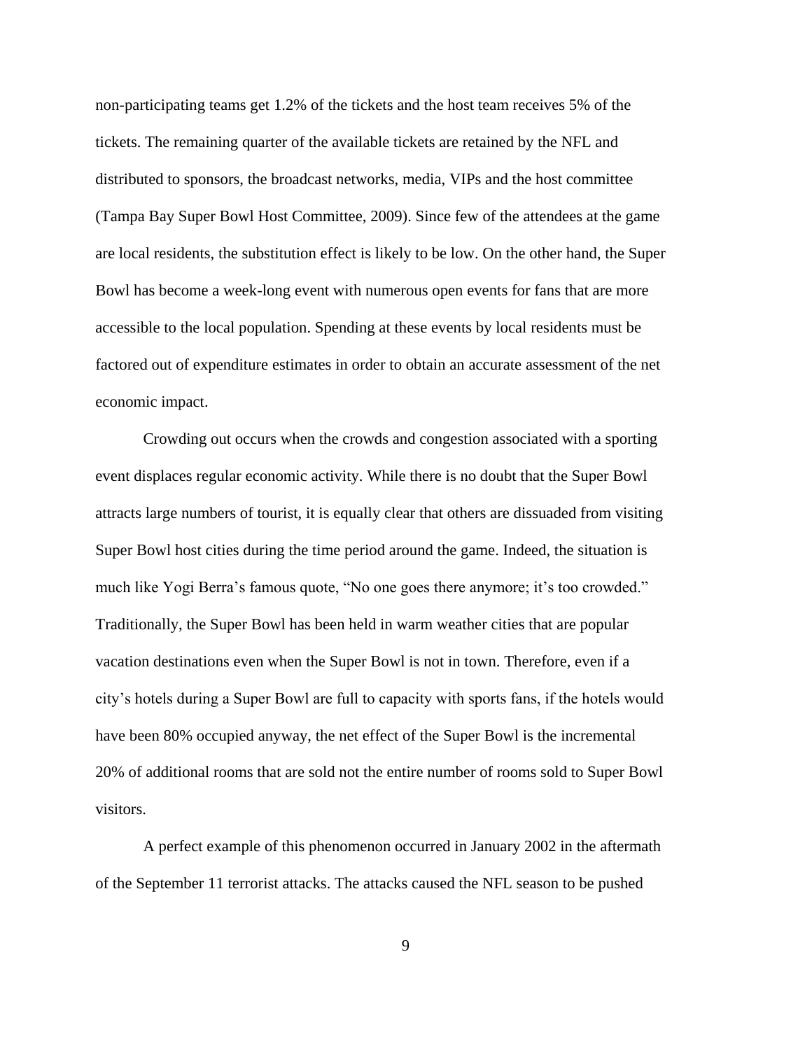non-participating teams get 1.2% of the tickets and the host team receives 5% of the tickets. The remaining quarter of the available tickets are retained by the NFL and distributed to sponsors, the broadcast networks, media, VIPs and the host committee (Tampa Bay Super Bowl Host Committee, 2009). Since few of the attendees at the game are local residents, the substitution effect is likely to be low. On the other hand, the Super Bowl has become a week-long event with numerous open events for fans that are more accessible to the local population. Spending at these events by local residents must be factored out of expenditure estimates in order to obtain an accurate assessment of the net economic impact.

Crowding out occurs when the crowds and congestion associated with a sporting event displaces regular economic activity. While there is no doubt that the Super Bowl attracts large numbers of tourist, it is equally clear that others are dissuaded from visiting Super Bowl host cities during the time period around the game. Indeed, the situation is much like Yogi Berra's famous quote, "No one goes there anymore; it's too crowded." Traditionally, the Super Bowl has been held in warm weather cities that are popular vacation destinations even when the Super Bowl is not in town. Therefore, even if a city's hotels during a Super Bowl are full to capacity with sports fans, if the hotels would have been 80% occupied anyway, the net effect of the Super Bowl is the incremental 20% of additional rooms that are sold not the entire number of rooms sold to Super Bowl visitors.

A perfect example of this phenomenon occurred in January 2002 in the aftermath of the September 11 terrorist attacks. The attacks caused the NFL season to be pushed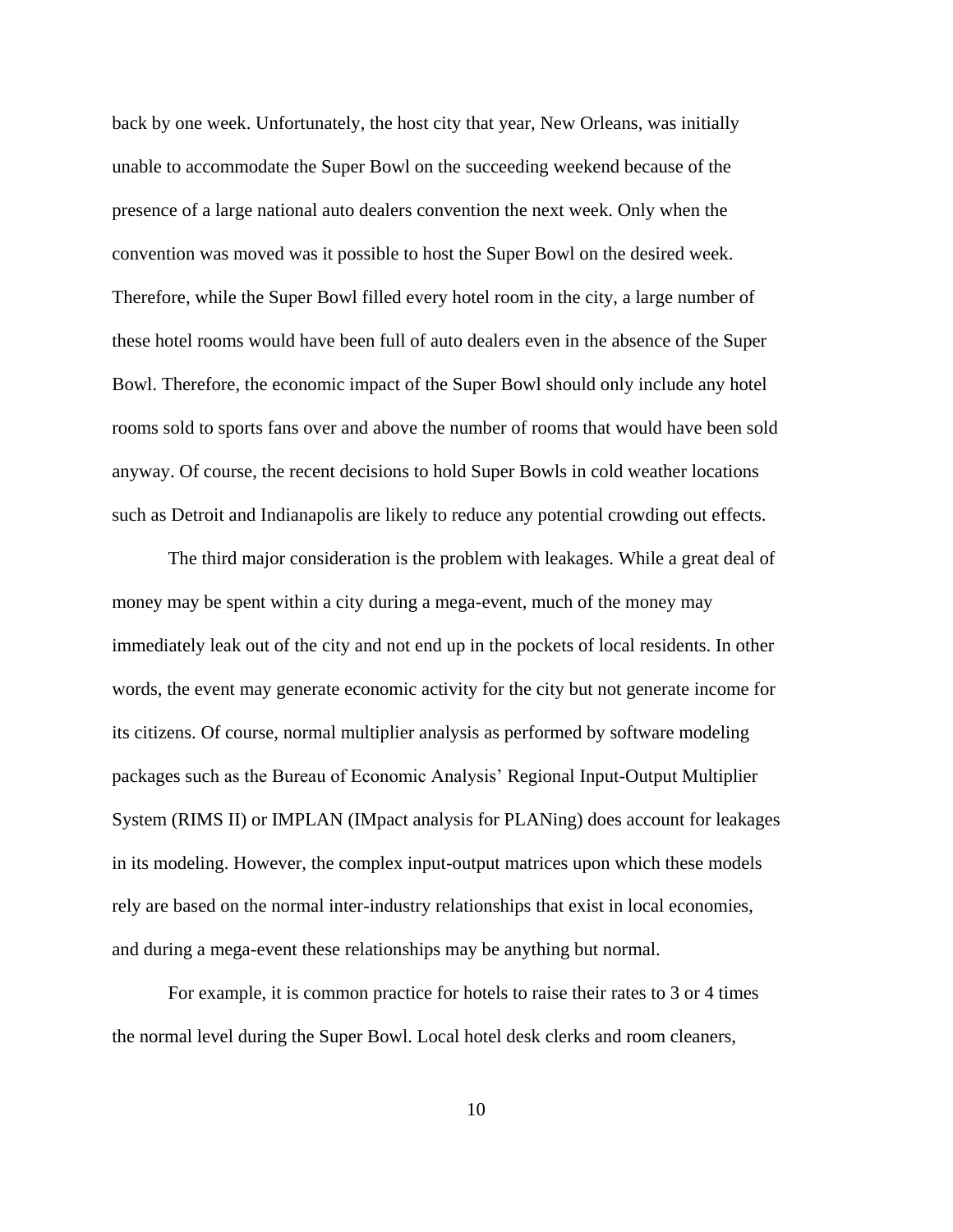back by one week. Unfortunately, the host city that year, New Orleans, was initially unable to accommodate the Super Bowl on the succeeding weekend because of the presence of a large national auto dealers convention the next week. Only when the convention was moved was it possible to host the Super Bowl on the desired week. Therefore, while the Super Bowl filled every hotel room in the city, a large number of these hotel rooms would have been full of auto dealers even in the absence of the Super Bowl. Therefore, the economic impact of the Super Bowl should only include any hotel rooms sold to sports fans over and above the number of rooms that would have been sold anyway. Of course, the recent decisions to hold Super Bowls in cold weather locations such as Detroit and Indianapolis are likely to reduce any potential crowding out effects.

The third major consideration is the problem with leakages. While a great deal of money may be spent within a city during a mega-event, much of the money may immediately leak out of the city and not end up in the pockets of local residents. In other words, the event may generate economic activity for the city but not generate income for its citizens. Of course, normal multiplier analysis as performed by software modeling packages such as the Bureau of Economic Analysis' Regional Input-Output Multiplier System (RIMS II) or IMPLAN (IMpact analysis for PLANing) does account for leakages in its modeling. However, the complex input-output matrices upon which these models rely are based on the normal inter-industry relationships that exist in local economies, and during a mega-event these relationships may be anything but normal.

For example, it is common practice for hotels to raise their rates to 3 or 4 times the normal level during the Super Bowl. Local hotel desk clerks and room cleaners,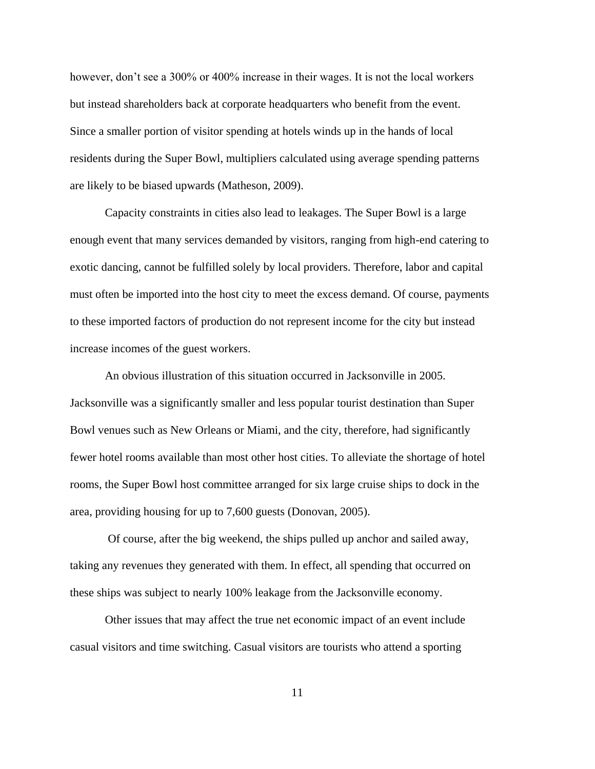however, don’t see a 300% or 400% increase in their wages. It is not the local workers but instead shareholders back at corporate headquarters who benefit from the event. Since a smaller portion of visitor spending at hotels winds up in the hands of local residents during the Super Bowl, multipliers calculated using average spending patterns are likely to be biased upwards (Matheson, 2009).

Capacity constraints in cities also lead to leakages. The Super Bowl is a large enough event that many services demanded by visitors, ranging from high-end catering to exotic dancing, cannot be fulfilled solely by local providers. Therefore, labor and capital must often be imported into the host city to meet the excess demand. Of course, payments to these imported factors of production do not represent income for the city but instead increase incomes of the guest workers.

An obvious illustration of this situation occurred in Jacksonville in 2005. Jacksonville was a significantly smaller and less popular tourist destination than Super Bowl venues such as New Orleans or Miami, and the city, therefore, had significantly fewer hotel rooms available than most other host cities. To alleviate the shortage of hotel rooms, the Super Bowl host committee arranged for six large cruise ships to dock in the area, providing housing for up to 7,600 guests (Donovan, 2005).

Of course, after the big weekend, the ships pulled up anchor and sailed away, taking any revenues they generated with them. In effect, all spending that occurred on these ships was subject to nearly 100% leakage from the Jacksonville economy.

Other issues that may affect the true net economic impact of an event include casual visitors and time switching. Casual visitors are tourists who attend a sporting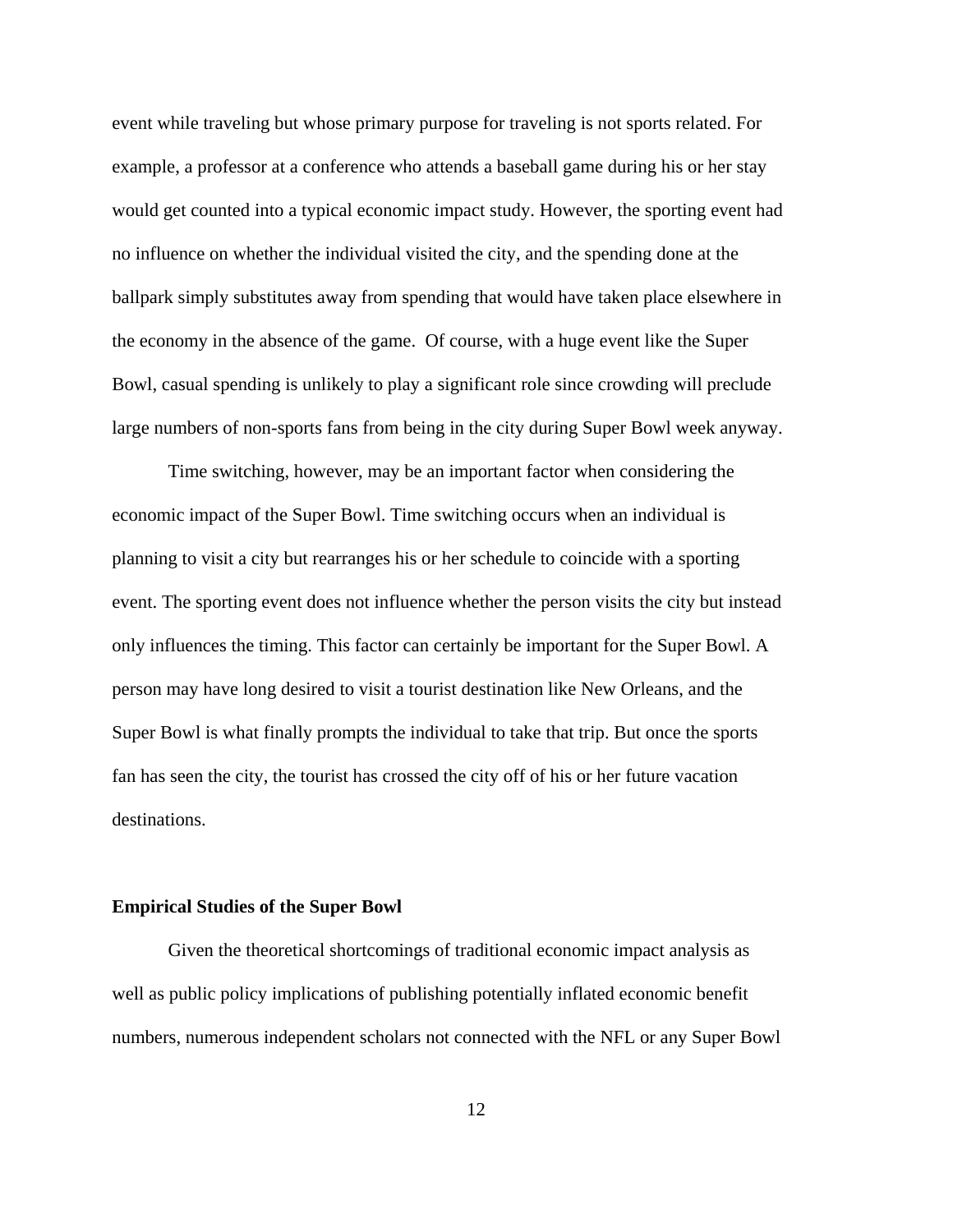event while traveling but whose primary purpose for traveling is not sports related. For example, a professor at a conference who attends a baseball game during his or her stay would get counted into a typical economic impact study. However, the sporting event had no influence on whether the individual visited the city, and the spending done at the ballpark simply substitutes away from spending that would have taken place elsewhere in the economy in the absence of the game. Of course, with a huge event like the Super Bowl, casual spending is unlikely to play a significant role since crowding will preclude large numbers of non-sports fans from being in the city during Super Bowl week anyway.

Time switching, however, may be an important factor when considering the economic impact of the Super Bowl. Time switching occurs when an individual is planning to visit a city but rearranges his or her schedule to coincide with a sporting event. The sporting event does not influence whether the person visits the city but instead only influences the timing. This factor can certainly be important for the Super Bowl. A person may have long desired to visit a tourist destination like New Orleans, and the Super Bowl is what finally prompts the individual to take that trip. But once the sports fan has seen the city, the tourist has crossed the city off of his or her future vacation destinations.

**Empirical Studies of the Super Bowl**

Given the theoretical shortcomings of traditional economic impact analysis as well as public policy implications of publishing potentially inflated economic benefit numbers, numerous independent scholars not connected with the NFL or any Super Bowl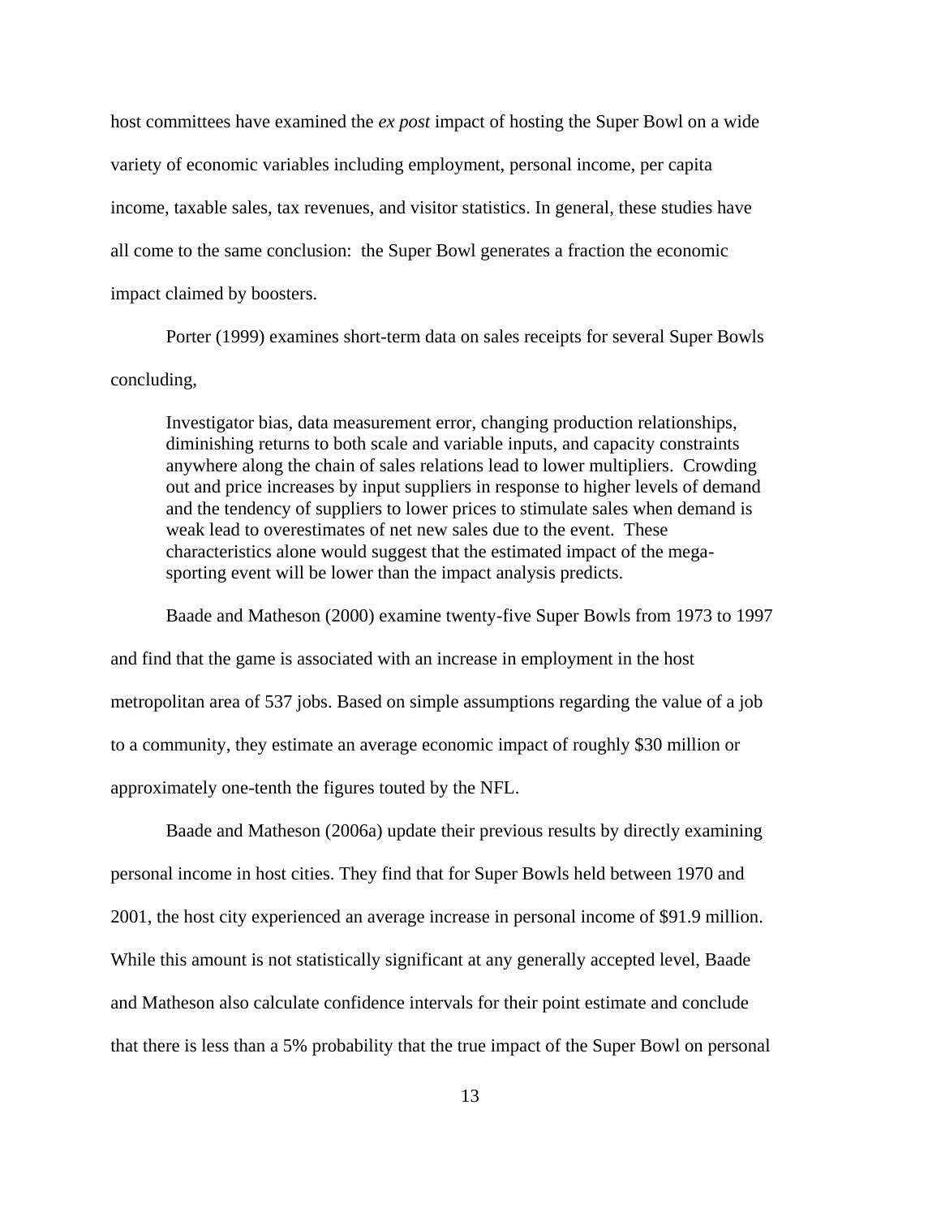host committees have examined the *ex post* impact of hosting the Super Bowl on a wide variety of economic variables including employment, personal income, per capita income, taxable sales, tax revenues, and visitor statistics. In general, these studies have all come to the same conclusion: the Super Bowl generates a fraction the economic impact claimed by boosters.

Porter (1999) examines short-term data on sales receipts for several Super Bowls concluding,

> Investigator bias, data measurement error, changing production relationships, diminishing returns to both scale and variable inputs, and capacity constraints anywhere along the chain of sales relations lead to lower multipliers. Crowding out and price increases by input suppliers in response to higher levels of demand and the tendency of suppliers to lower prices to stimulate sales when demand is weak lead to overestimates of net new sales due to the event. These characteristics alone would suggest that the estimated impact of the mega-sporting event will be lower than the impact analysis predicts.

Baade and Matheson (2000) examine twenty-five Super Bowls from 1973 to 1997 and find that the game is associated with an increase in employment in the host metropolitan area of 537 jobs. Based on simple assumptions regarding the value of a job to a community, they estimate an average economic impact of roughly $30 million or approximately one-tenth the figures touted by the NFL.

Baade and Matheson (2006a) update their previous results by directly examining personal income in host cities. They find that for Super Bowls held between 1970 and 2001, the host city experienced an average increase in personal income of $91.9 million. While this amount is not statistically significant at any generally accepted level, Baade and Matheson also calculate confidence intervals for their point estimate and conclude that there is less than a 5% probability that the true impact of the Super Bowl on personal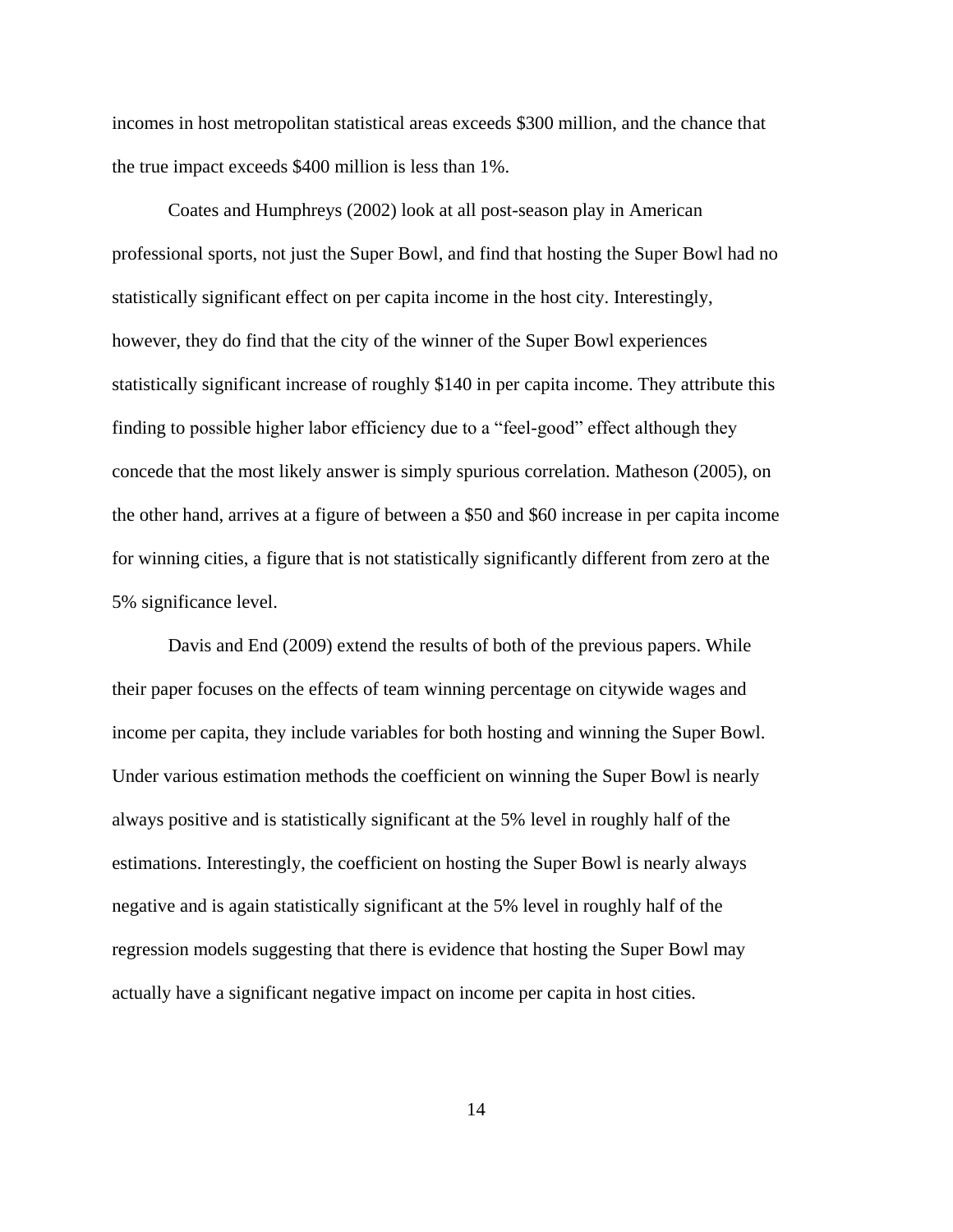incomes in host metropolitan statistical areas exceeds $300 million, and the chance that the true impact exceeds $400 million is less than 1%.

Coates and Humphreys (2002) look at all post-season play in American professional sports, not just the Super Bowl, and find that hosting the Super Bowl had no statistically significant effect on per capita income in the host city. Interestingly, however, they do find that the city of the winner of the Super Bowl experiences statistically significant increase of roughly $140 in per capita income. They attribute this finding to possible higher labor efficiency due to a "feel-good" effect although they concede that the most likely answer is simply spurious correlation. Matheson (2005), on the other hand, arrives at a figure of between a $50 and $60 increase in per capita income for winning cities, a figure that is not statistically significantly different from zero at the 5% significance level.

Davis and End (2009) extend the results of both of the previous papers. While their paper focuses on the effects of team winning percentage on citywide wages and income per capita, they include variables for both hosting and winning the Super Bowl. Under various estimation methods the coefficient on winning the Super Bowl is nearly always positive and is statistically significant at the 5% level in roughly half of the estimations. Interestingly, the coefficient on hosting the Super Bowl is nearly always negative and is again statistically significant at the 5% level in roughly half of the regression models suggesting that there is evidence that hosting the Super Bowl may actually have a significant negative impact on income per capita in host cities.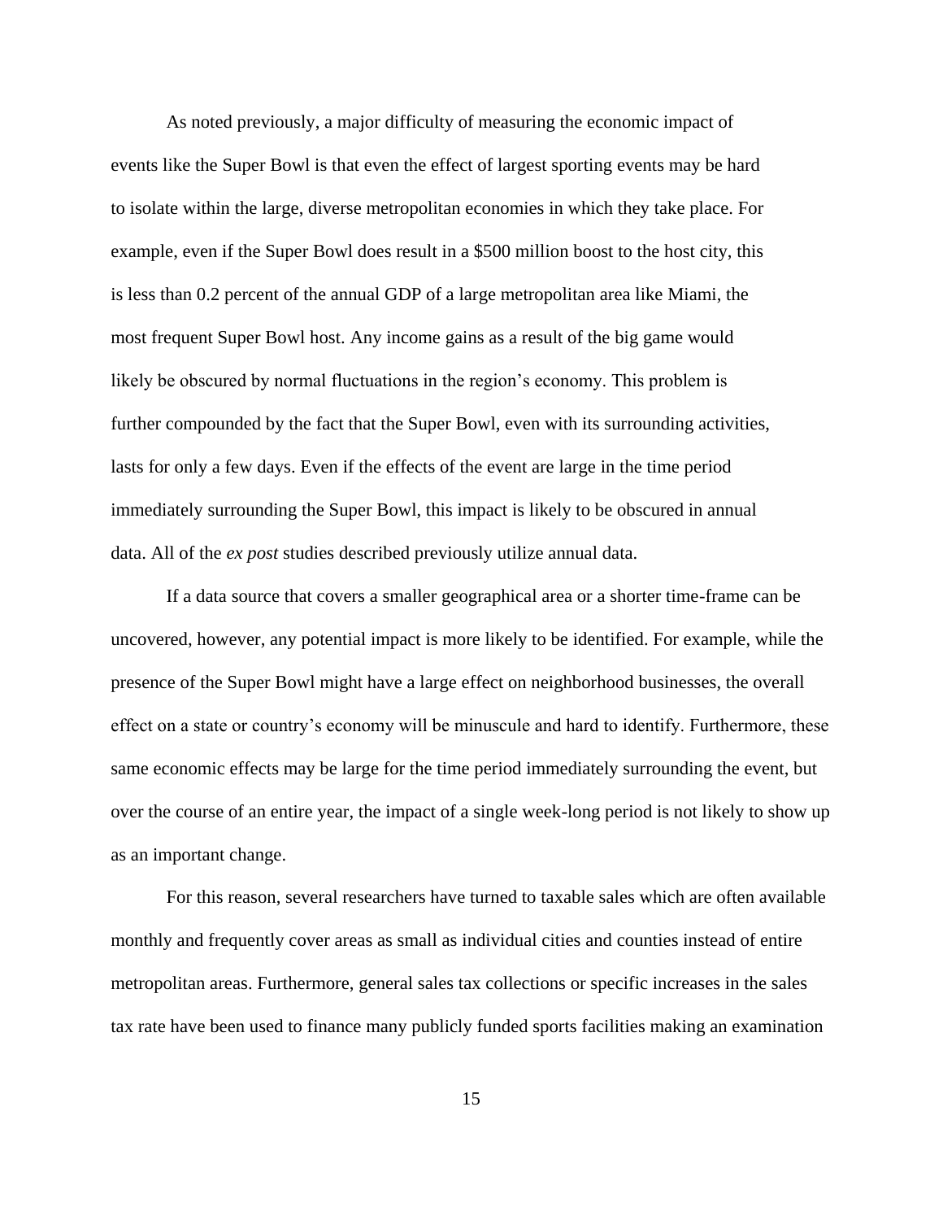As noted previously, a major difficulty of measuring the economic impact of events like the Super Bowl is that even the effect of largest sporting events may be hard to isolate within the large, diverse metropolitan economies in which they take place. For example, even if the Super Bowl does result in a $500 million boost to the host city, this is less than 0.2 percent of the annual GDP of a large metropolitan area like Miami, the most frequent Super Bowl host. Any income gains as a result of the big game would likely be obscured by normal fluctuations in the region's economy. This problem is further compounded by the fact that the Super Bowl, even with its surrounding activities, lasts for only a few days. Even if the effects of the event are large in the time period immediately surrounding the Super Bowl, this impact is likely to be obscured in annual data. All of the *ex post* studies described previously utilize annual data.

If a data source that covers a smaller geographical area or a shorter time-frame can be uncovered, however, any potential impact is more likely to be identified. For example, while the presence of the Super Bowl might have a large effect on neighborhood businesses, the overall effect on a state or country's economy will be minuscule and hard to identify. Furthermore, these same economic effects may be large for the time period immediately surrounding the event, but over the course of an entire year, the impact of a single week-long period is not likely to show up as an important change.

For this reason, several researchers have turned to taxable sales which are often available monthly and frequently cover areas as small as individual cities and counties instead of entire metropolitan areas. Furthermore, general sales tax collections or specific increases in the sales tax rate have been used to finance many publicly funded sports facilities making an examination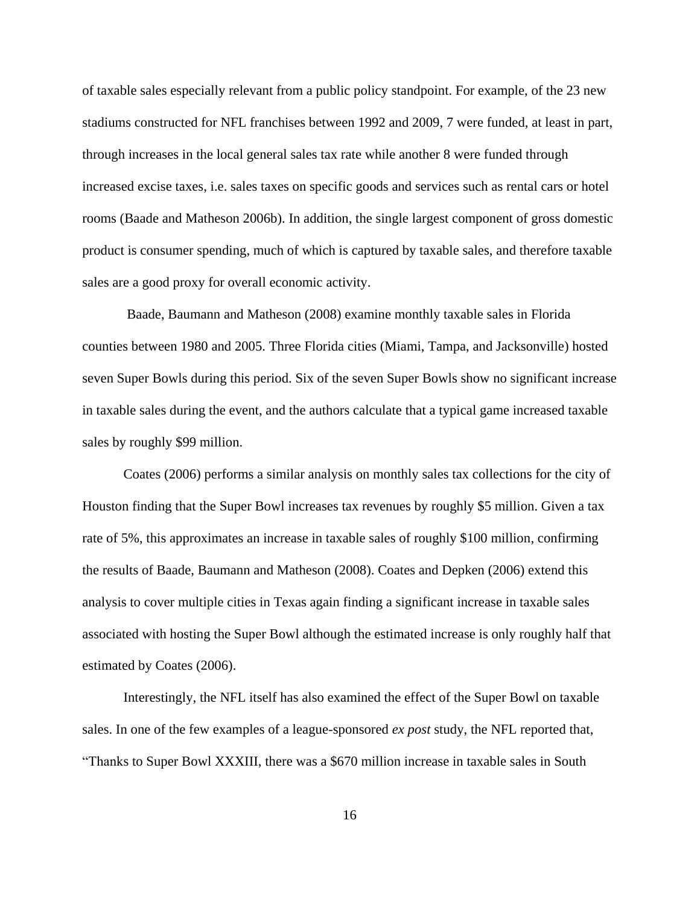of taxable sales especially relevant from a public policy standpoint. For example, of the 23 new stadiums constructed for NFL franchises between 1992 and 2009, 7 were funded, at least in part, through increases in the local general sales tax rate while another 8 were funded through increased excise taxes, i.e. sales taxes on specific goods and services such as rental cars or hotel rooms (Baade and Matheson 2006b). In addition, the single largest component of gross domestic product is consumer spending, much of which is captured by taxable sales, and therefore taxable sales are a good proxy for overall economic activity.

Baade, Baumann and Matheson (2008) examine monthly taxable sales in Florida counties between 1980 and 2005. Three Florida cities (Miami, Tampa, and Jacksonville) hosted seven Super Bowls during this period. Six of the seven Super Bowls show no significant increase in taxable sales during the event, and the authors calculate that a typical game increased taxable sales by roughly $99 million.

Coates (2006) performs a similar analysis on monthly sales tax collections for the city of Houston finding that the Super Bowl increases tax revenues by roughly $5 million. Given a tax rate of 5%, this approximates an increase in taxable sales of roughly $100 million, confirming the results of Baade, Baumann and Matheson (2008). Coates and Depken (2006) extend this analysis to cover multiple cities in Texas again finding a significant increase in taxable sales associated with hosting the Super Bowl although the estimated increase is only roughly half that estimated by Coates (2006).

Interestingly, the NFL itself has also examined the effect of the Super Bowl on taxable sales. In one of the few examples of a league-sponsored *ex post* study, the NFL reported that, "Thanks to Super Bowl XXXIII, there was a $670 million increase in taxable sales in South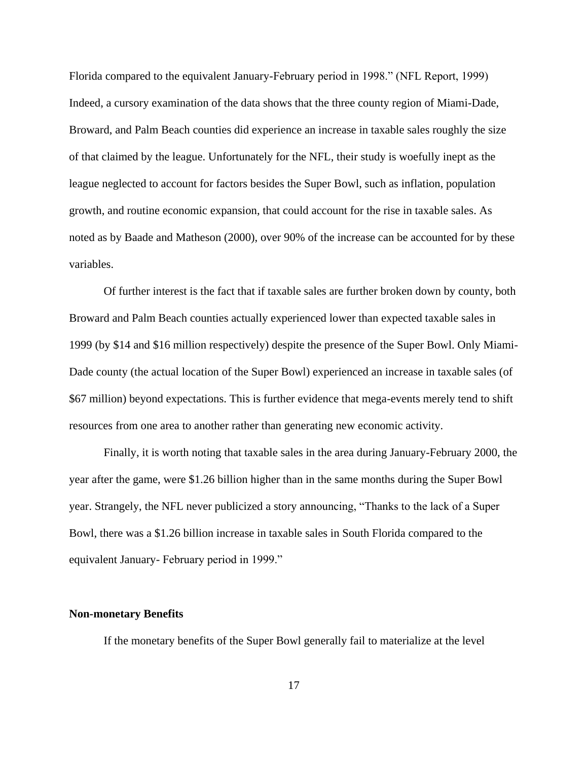Florida compared to the equivalent January-February period in 1998." (NFL Report, 1999) Indeed, a cursory examination of the data shows that the three county region of Miami-Dade, Broward, and Palm Beach counties did experience an increase in taxable sales roughly the size of that claimed by the league. Unfortunately for the NFL, their study is woefully inept as the league neglected to account for factors besides the Super Bowl, such as inflation, population growth, and routine economic expansion, that could account for the rise in taxable sales. As noted as by Baade and Matheson (2000), over 90% of the increase can be accounted for by these variables.

Of further interest is the fact that if taxable sales are further broken down by county, both Broward and Palm Beach counties actually experienced lower than expected taxable sales in 1999 (by $14 and $16 million respectively) despite the presence of the Super Bowl. Only Miami-Dade county (the actual location of the Super Bowl) experienced an increase in taxable sales (of $67 million) beyond expectations. This is further evidence that mega-events merely tend to shift resources from one area to another rather than generating new economic activity.

Finally, it is worth noting that taxable sales in the area during January-February 2000, the year after the game, were $1.26 billion higher than in the same months during the Super Bowl year. Strangely, the NFL never publicized a story announcing, "Thanks to the lack of a Super Bowl, there was a $1.26 billion increase in taxable sales in South Florida compared to the equivalent January- February period in 1999."

**Non-monetary Benefits**

If the monetary benefits of the Super Bowl generally fail to materialize at the level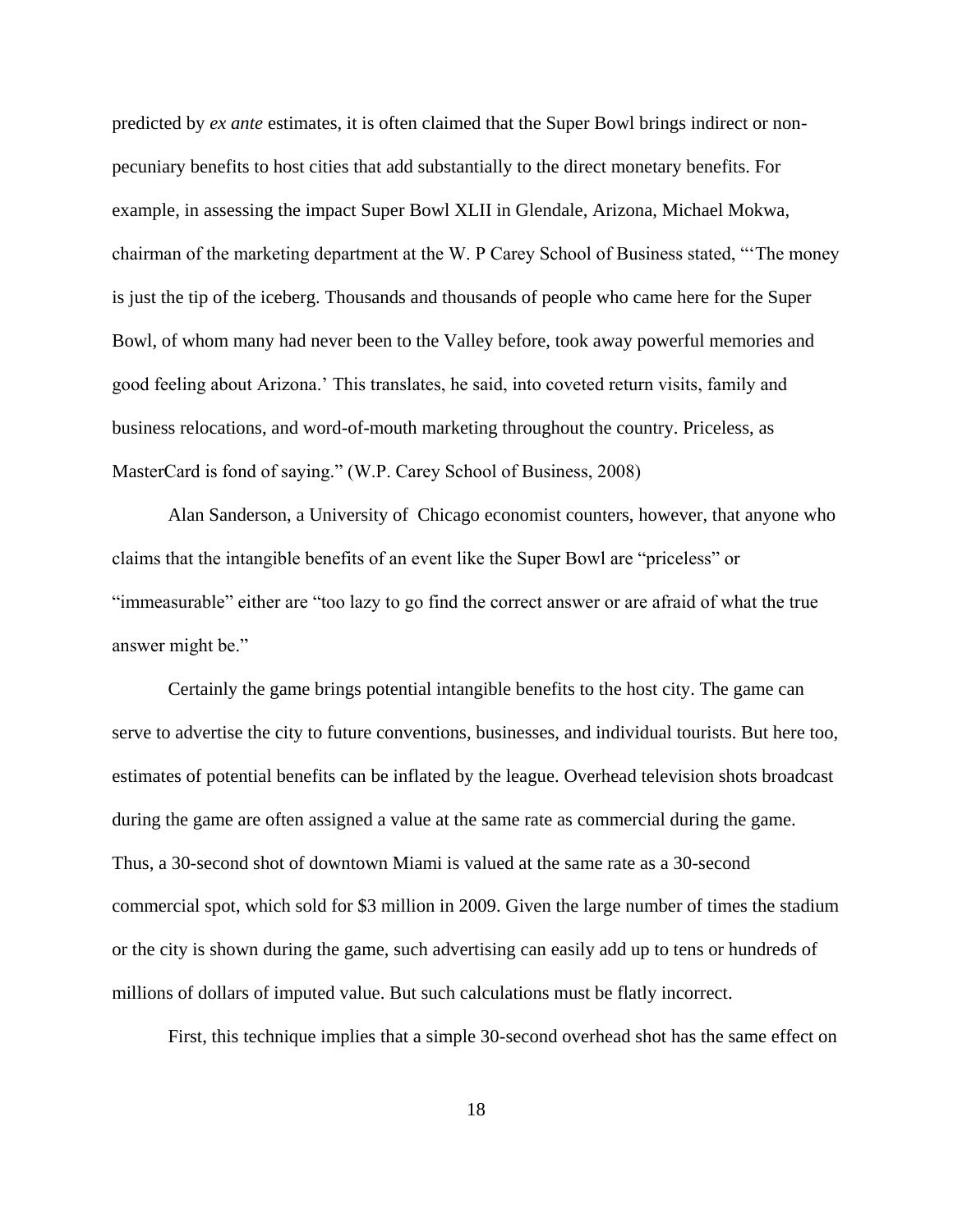predicted by *ex ante* estimates, it is often claimed that the Super Bowl brings indirect or non-pecuniary benefits to host cities that add substantially to the direct monetary benefits. For example, in assessing the impact Super Bowl XLII in Glendale, Arizona, Michael Mokwa, chairman of the marketing department at the W. P Carey School of Business stated, "'The money is just the tip of the iceberg. Thousands and thousands of people who came here for the Super Bowl, of whom many had never been to the Valley before, took away powerful memories and good feeling about Arizona.' This translates, he said, into coveted return visits, family and business relocations, and word-of-mouth marketing throughout the country. Priceless, as MasterCard is fond of saying." (W.P. Carey School of Business, 2008)

Alan Sanderson, a University of Chicago economist counters, however, that anyone who claims that the intangible benefits of an event like the Super Bowl are "priceless" or "immeasurable" either are "too lazy to go find the correct answer or are afraid of what the true answer might be."

Certainly the game brings potential intangible benefits to the host city. The game can serve to advertise the city to future conventions, businesses, and individual tourists. But here too, estimates of potential benefits can be inflated by the league. Overhead television shots broadcast during the game are often assigned a value at the same rate as commercial during the game. Thus, a 30-second shot of downtown Miami is valued at the same rate as a 30-second commercial spot, which sold for $3 million in 2009. Given the large number of times the stadium or the city is shown during the game, such advertising can easily add up to tens or hundreds of millions of dollars of imputed value. But such calculations must be flatly incorrect.

First, this technique implies that a simple 30-second overhead shot has the same effect on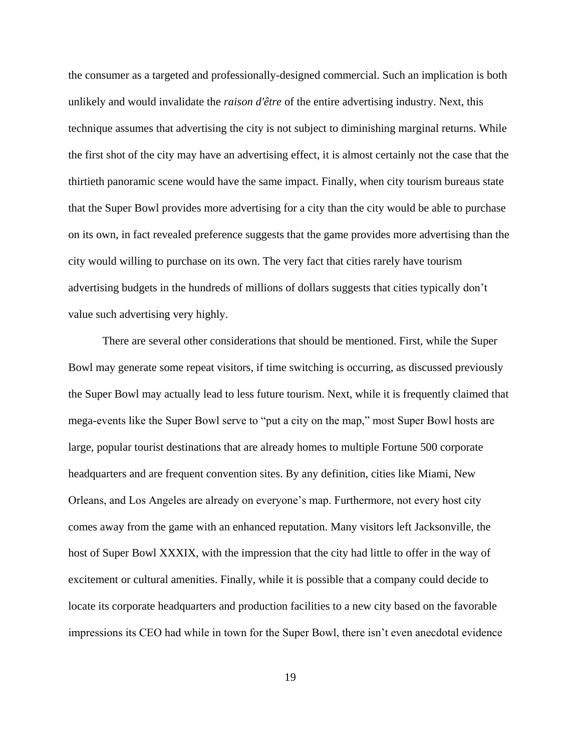the consumer as a targeted and professionally-designed commercial. Such an implication is both unlikely and would invalidate the *raison d'être* of the entire advertising industry. Next, this technique assumes that advertising the city is not subject to diminishing marginal returns. While the first shot of the city may have an advertising effect, it is almost certainly not the case that the thirtieth panoramic scene would have the same impact. Finally, when city tourism bureaus state that the Super Bowl provides more advertising for a city than the city would be able to purchase on its own, in fact revealed preference suggests that the game provides more advertising than the city would willing to purchase on its own. The very fact that cities rarely have tourism advertising budgets in the hundreds of millions of dollars suggests that cities typically don't value such advertising very highly.

There are several other considerations that should be mentioned. First, while the Super Bowl may generate some repeat visitors, if time switching is occurring, as discussed previously the Super Bowl may actually lead to less future tourism. Next, while it is frequently claimed that mega-events like the Super Bowl serve to "put a city on the map," most Super Bowl hosts are large, popular tourist destinations that are already homes to multiple Fortune 500 corporate headquarters and are frequent convention sites. By any definition, cities like Miami, New Orleans, and Los Angeles are already on everyone's map. Furthermore, not every host city comes away from the game with an enhanced reputation. Many visitors left Jacksonville, the host of Super Bowl XXXIX, with the impression that the city had little to offer in the way of excitement or cultural amenities. Finally, while it is possible that a company could decide to locate its corporate headquarters and production facilities to a new city based on the favorable impressions its CEO had while in town for the Super Bowl, there isn't even anecdotal evidence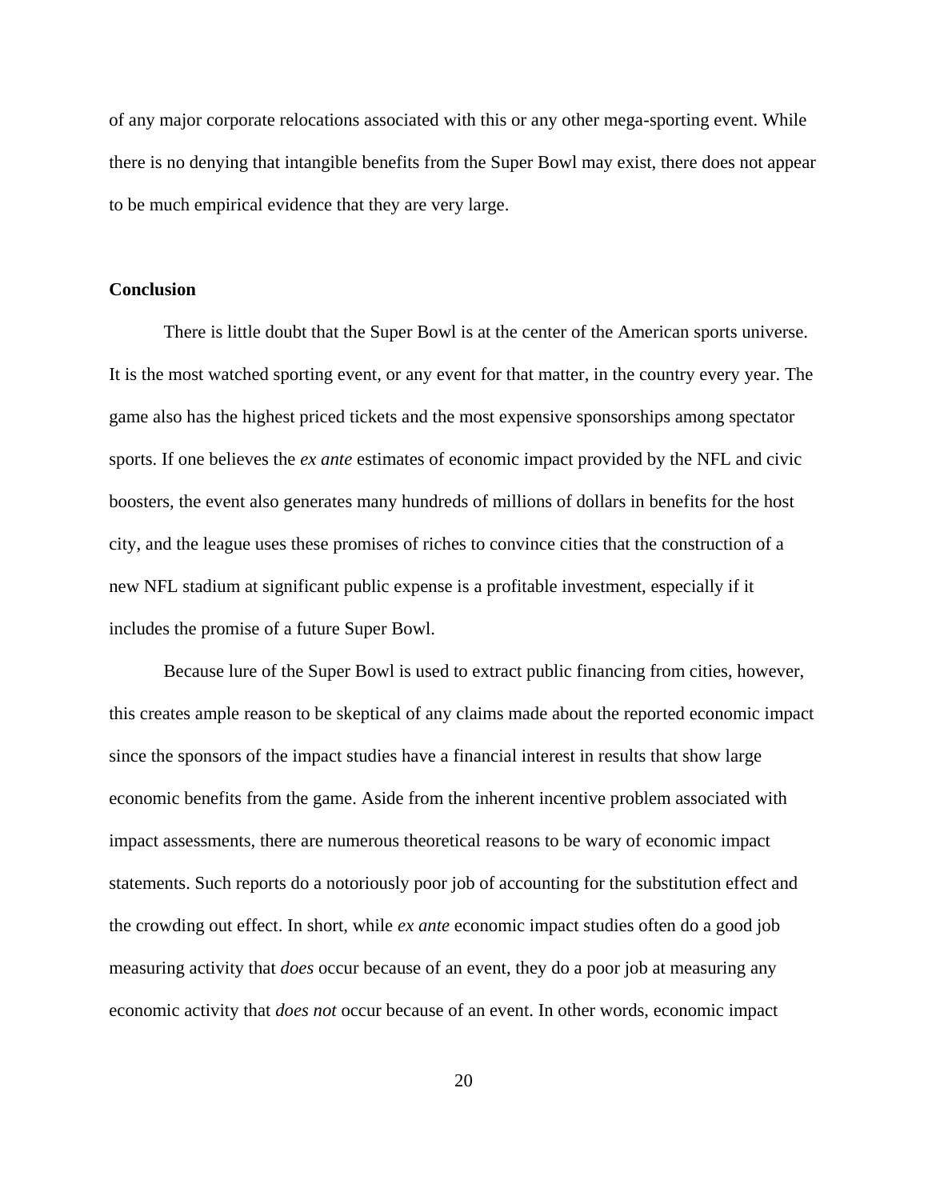of any major corporate relocations associated with this or any other mega-sporting event. While there is no denying that intangible benefits from the Super Bowl may exist, there does not appear to be much empirical evidence that they are very large.

**Conclusion**

There is little doubt that the Super Bowl is at the center of the American sports universe. It is the most watched sporting event, or any event for that matter, in the country every year. The game also has the highest priced tickets and the most expensive sponsorships among spectator sports. If one believes the *ex ante* estimates of economic impact provided by the NFL and civic boosters, the event also generates many hundreds of millions of dollars in benefits for the host city, and the league uses these promises of riches to convince cities that the construction of a new NFL stadium at significant public expense is a profitable investment, especially if it includes the promise of a future Super Bowl.

Because lure of the Super Bowl is used to extract public financing from cities, however, this creates ample reason to be skeptical of any claims made about the reported economic impact since the sponsors of the impact studies have a financial interest in results that show large economic benefits from the game. Aside from the inherent incentive problem associated with impact assessments, there are numerous theoretical reasons to be wary of economic impact statements. Such reports do a notoriously poor job of accounting for the substitution effect and the crowding out effect. In short, while *ex ante* economic impact studies often do a good job measuring activity that *does* occur because of an event, they do a poor job at measuring any economic activity that *does not* occur because of an event. In other words, economic impact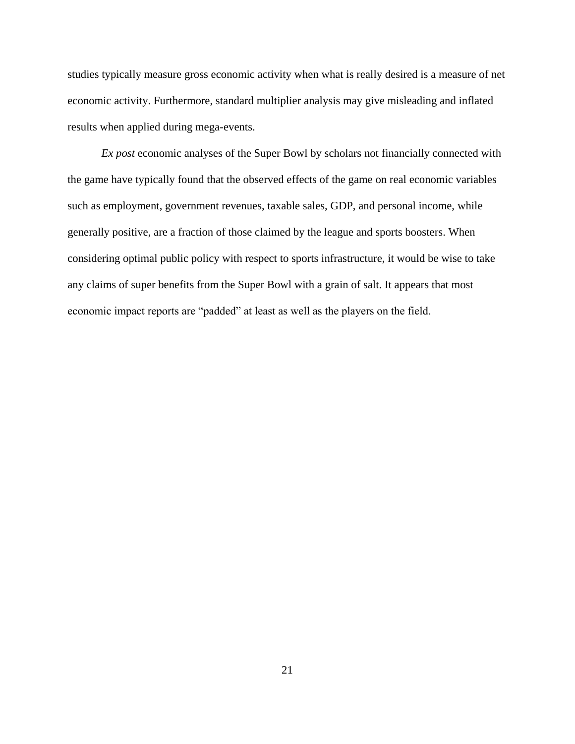studies typically measure gross economic activity when what is really desired is a measure of net economic activity. Furthermore, standard multiplier analysis may give misleading and inflated results when applied during mega-events.

*Ex post* economic analyses of the Super Bowl by scholars not financially connected with the game have typically found that the observed effects of the game on real economic variables such as employment, government revenues, taxable sales, GDP, and personal income, while generally positive, are a fraction of those claimed by the league and sports boosters. When considering optimal public policy with respect to sports infrastructure, it would be wise to take any claims of super benefits from the Super Bowl with a grain of salt. It appears that most economic impact reports are "padded" at least as well as the players on the field.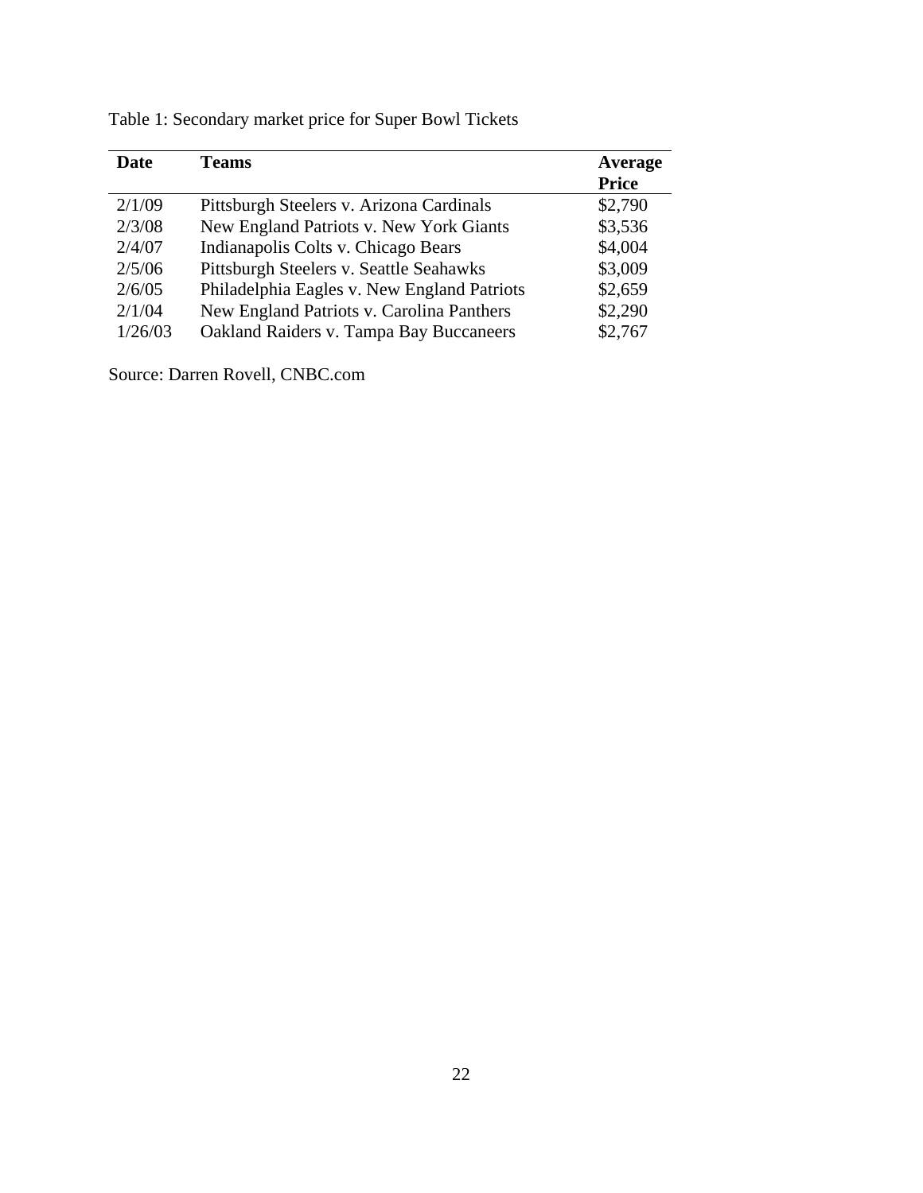Table 1: Secondary market price for Super Bowl Tickets

| Date | Teams | Average Price |
|---|---|---|
| 2/1/09 | Pittsburgh Steelers v. Arizona Cardinals | $2,790 |
| 2/3/08 | New England Patriots v. New York Giants | $3,536 |
| 2/4/07 | Indianapolis Colts v. Chicago Bears | $4,004 |
| 2/5/06 | Pittsburgh Steelers v. Seattle Seahawks | $3,009 |
| 2/6/05 | Philadelphia Eagles v. New England Patriots | $2,659 |
| 2/1/04 | New England Patriots v. Carolina Panthers | $2,290 |
| 1/26/03 | Oakland Raiders v. Tampa Bay Buccaneers | $2,767 |

Source: Darren Rovell, CNBC.com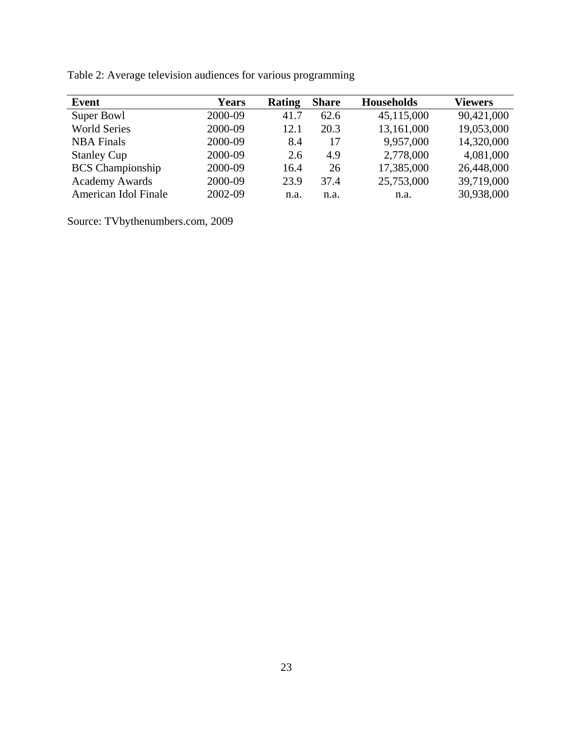Table 2: Average television audiences for various programming

| Event | Years | Rating | Share | Households | Viewers |
|---|---|---|---|---|---|
| Super Bowl | 2000-09 | 41.7 | 62.6 | 45,115,000 | 90,421,000 |
| World Series | 2000-09 | 12.1 | 20.3 | 13,161,000 | 19,053,000 |
| NBA Finals | 2000-09 | 8.4 | 17 | 9,957,000 | 14,320,000 |
| Stanley Cup | 2000-09 | 2.6 | 4.9 | 2,778,000 | 4,081,000 |
| BCS Championship | 2000-09 | 16.4 | 26 | 17,385,000 | 26,448,000 |
| Academy Awards | 2000-09 | 23.9 | 37.4 | 25,753,000 | 39,719,000 |
| American Idol Finale | 2002-09 | n.a. | n.a. | n.a. | 30,938,000 |

Source: TVbythenumbers.com, 2009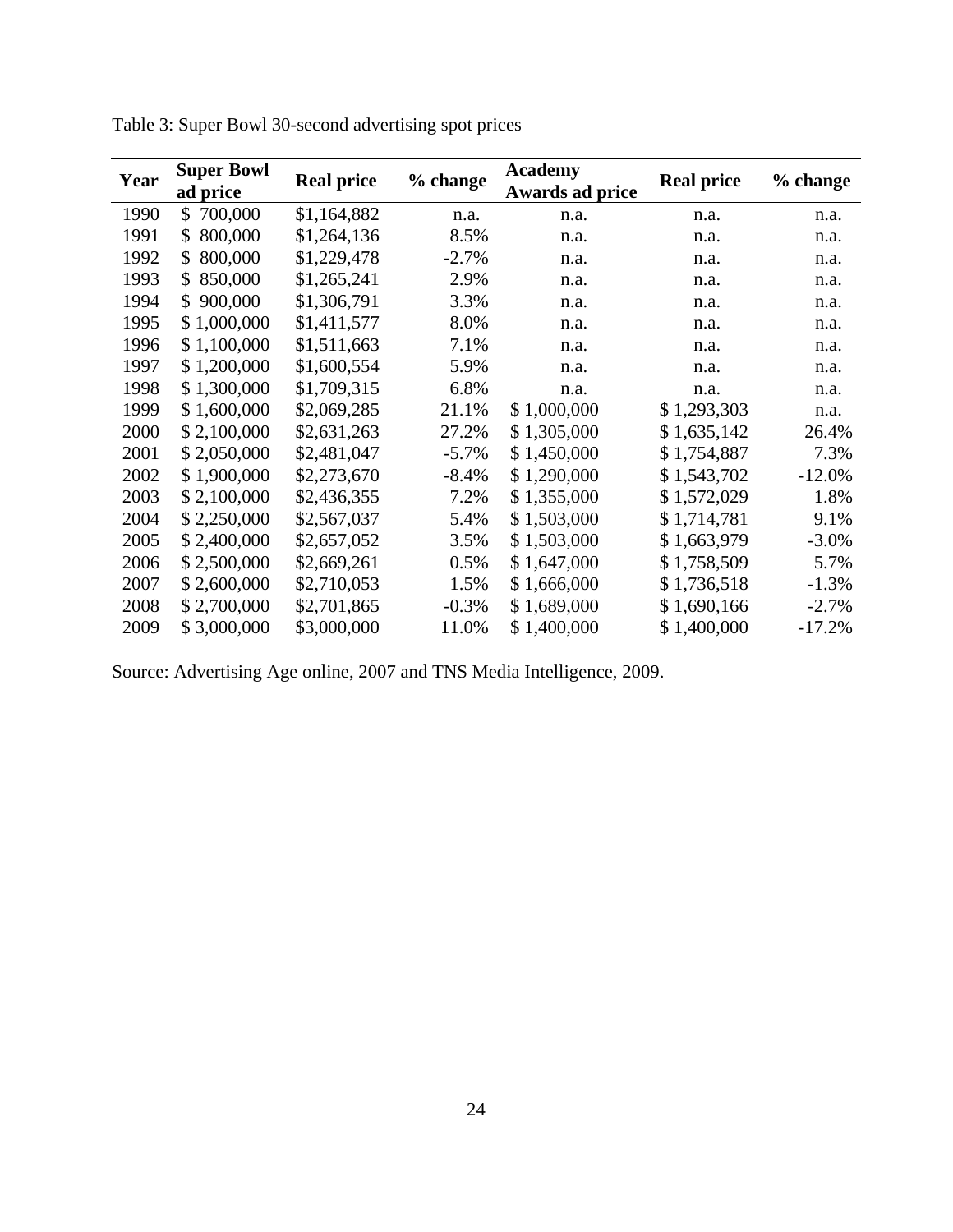Table 3: Super Bowl 30-second advertising spot prices

| Year | Super Bowl ad price | Real price | % change | Academy Awards ad price | Real price | % change |
|---|---|---|---|---|---|---|
| 1990 | $ 700,000 | $1,164,882 | n.a. | n.a. | n.a. | n.a. |
| 1991 | $ 800,000 | $1,264,136 | 8.5% | n.a. | n.a. | n.a. |
| 1992 | $ 800,000 | $1,229,478 | -2.7% | n.a. | n.a. | n.a. |
| 1993 | $ 850,000 | $1,265,241 | 2.9% | n.a. | n.a. | n.a. |
| 1994 | $ 900,000 | $1,306,791 | 3.3% | n.a. | n.a. | n.a. |
| 1995 | $ 1,000,000 | $1,411,577 | 8.0% | n.a. | n.a. | n.a. |
| 1996 | $ 1,100,000 | $1,511,663 | 7.1% | n.a. | n.a. | n.a. |
| 1997 | $ 1,200,000 | $1,600,554 | 5.9% | n.a. | n.a. | n.a. |
| 1998 | $ 1,300,000 | $1,709,315 | 6.8% | n.a. | n.a. | n.a. |
| 1999 | $ 1,600,000 | $2,069,285 | 21.1% | $ 1,000,000 | $ 1,293,303 | n.a. |
| 2000 | $ 2,100,000 | $2,631,263 | 27.2% | $ 1,305,000 | $ 1,635,142 | 26.4% |
| 2001 | $ 2,050,000 | $2,481,047 | -5.7% | $ 1,450,000 | $ 1,754,887 | 7.3% |
| 2002 | $ 1,900,000 | $2,273,670 | -8.4% | $ 1,290,000 | $ 1,543,702 | -12.0% |
| 2003 | $ 2,100,000 | $2,436,355 | 7.2% | $ 1,355,000 | $ 1,572,029 | 1.8% |
| 2004 | $ 2,250,000 | $2,567,037 | 5.4% | $ 1,503,000 | $ 1,714,781 | 9.1% |
| 2005 | $ 2,400,000 | $2,657,052 | 3.5% | $ 1,503,000 | $ 1,663,979 | -3.0% |
| 2006 | $ 2,500,000 | $2,669,261 | 0.5% | $ 1,647,000 | $ 1,758,509 | 5.7% |
| 2007 | $ 2,600,000 | $2,710,053 | 1.5% | $ 1,666,000 | $ 1,736,518 | -1.3% |
| 2008 | $ 2,700,000 | $2,701,865 | -0.3% | $ 1,689,000 | $ 1,690,166 | -2.7% |
| 2009 | $ 3,000,000 | $3,000,000 | 11.0% | $ 1,400,000 | $ 1,400,000 | -17.2% |

Source: Advertising Age online, 2007 and TNS Media Intelligence, 2009.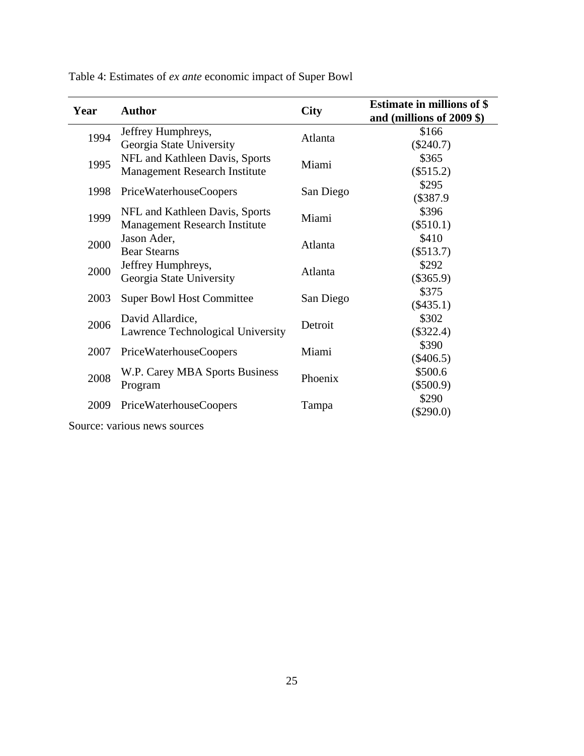Table 4: Estimates of *ex ante* economic impact of Super Bowl

| Year | Author | City | Estimate in millions of $ and (millions of 2009 $) |
|---|---|---|---|
| 1994 | Jeffrey Humphreys, Georgia State University | Atlanta | $166 ($240.7) |
| 1995 | NFL and Kathleen Davis, Sports Management Research Institute | Miami | $365 ($515.2) |
| 1998 | PriceWaterhouseCoopers | San Diego | $295 ($387.9 |
| 1999 | NFL and Kathleen Davis, Sports Management Research Institute | Miami | $396 ($510.1) |
| 2000 | Jason Ader, Bear Stearns | Atlanta | $410 ($513.7) |
| 2000 | Jeffrey Humphreys, Georgia State University | Atlanta | $292 ($365.9) |
| 2003 | Super Bowl Host Committee | San Diego | $375 ($435.1) |
| 2006 | David Allardice, Lawrence Technological University | Detroit | $302 ($322.4) |
| 2007 | PriceWaterhouseCoopers | Miami | $390 ($406.5) |
| 2008 | W.P. Carey MBA Sports Business Program | Phoenix | $500.6 ($500.9) |
| 2009 | PriceWaterhouseCoopers | Tampa | $290 ($290.0) |

Source: various news sources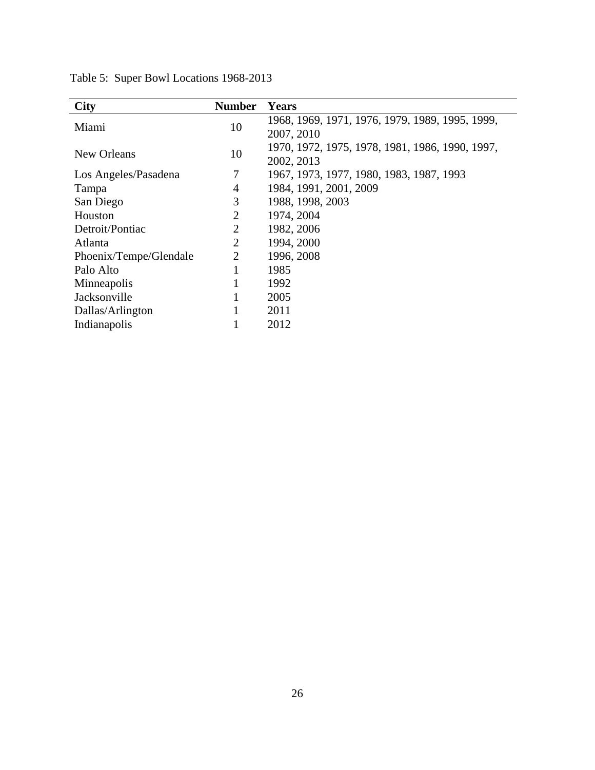Table 5: Super Bowl Locations 1968-2013

| City | Number | Years |
| --- | --- | --- |
| Miami | 10 | 1968, 1969, 1971, 1976, 1979, 1989, 1995, 1999, 2007, 2010 |
| New Orleans | 10 | 1970, 1972, 1975, 1978, 1981, 1986, 1990, 1997, 2002, 2013 |
| Los Angeles/Pasadena | 7 | 1967, 1973, 1977, 1980, 1983, 1987, 1993 |
| Tampa | 4 | 1984, 1991, 2001, 2009 |
| San Diego | 3 | 1988, 1998, 2003 |
| Houston | 2 | 1974, 2004 |
| Detroit/Pontiac | 2 | 1982, 2006 |
| Atlanta | 2 | 1994, 2000 |
| Phoenix/Tempe/Glendale | 2 | 1996, 2008 |
| Palo Alto | 1 | 1985 |
| Minneapolis | 1 | 1992 |
| Jacksonville | 1 | 2005 |
| Dallas/Arlington | 1 | 2011 |
| Indianapolis | 1 | 2012 |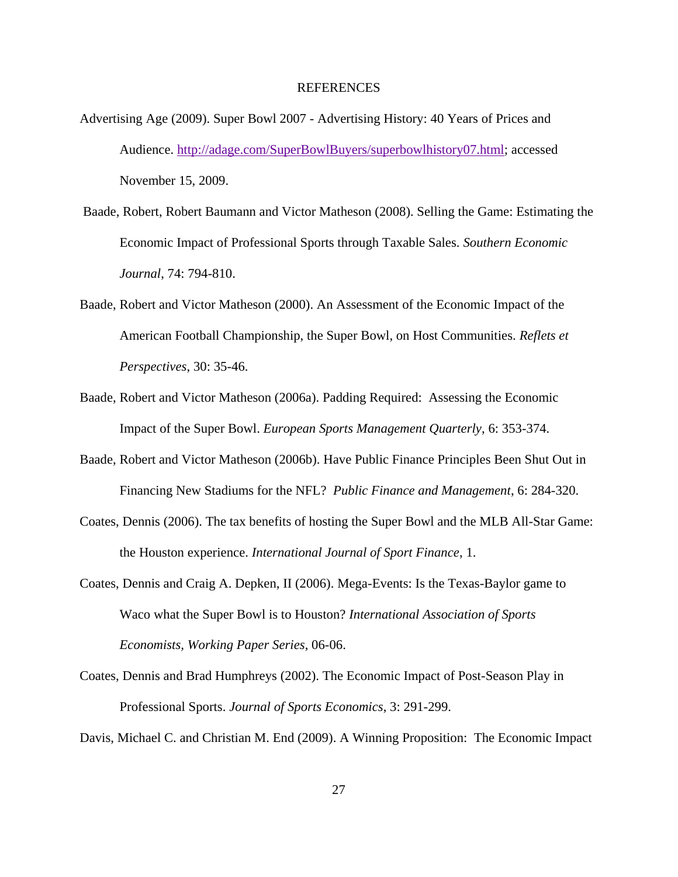## REFERENCES

Advertising Age (2009). Super Bowl 2007 - Advertising History: 40 Years of Prices and Audience. http://adage.com/SuperBowlBuyers/superbowlhistory07.html; accessed November 15, 2009.

Baade, Robert, Robert Baumann and Victor Matheson (2008). Selling the Game: Estimating the Economic Impact of Professional Sports through Taxable Sales. *Southern Economic Journal*, 74: 794-810.

Baade, Robert and Victor Matheson (2000). An Assessment of the Economic Impact of the American Football Championship, the Super Bowl, on Host Communities. *Reflets et Perspectives,* 30: 35-46.

Baade, Robert and Victor Matheson (2006a). Padding Required: Assessing the Economic Impact of the Super Bowl. *European Sports Management Quarterly*, 6: 353-374.

Baade, Robert and Victor Matheson (2006b). Have Public Finance Principles Been Shut Out in Financing New Stadiums for the NFL? *Public Finance and Management*, 6: 284-320.

Coates, Dennis (2006). The tax benefits of hosting the Super Bowl and the MLB All-Star Game: the Houston experience. *International Journal of Sport Finance*, 1.

Coates, Dennis and Craig A. Depken, II (2006). Mega-Events: Is the Texas-Baylor game to Waco what the Super Bowl is to Houston? *International Association of Sports Economists, Working Paper Series*, 06-06.

Coates, Dennis and Brad Humphreys (2002). The Economic Impact of Post-Season Play in Professional Sports. *Journal of Sports Economics*, 3: 291-299.

Davis, Michael C. and Christian M. End (2009). A Winning Proposition: The Economic Impact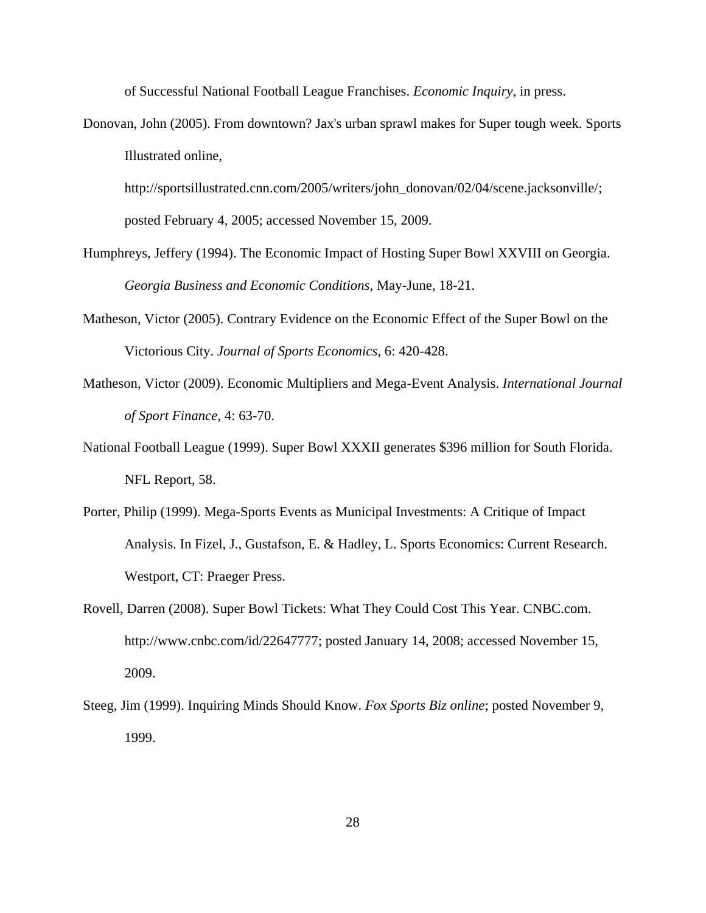of Successful National Football League Franchises. *Economic Inquiry*, in press.

Donovan, John (2005). From downtown? Jax's urban sprawl makes for Super tough week. Sports Illustrated online, http://sportsillustrated.cnn.com/2005/writers/john_donovan/02/04/scene.jacksonville/; posted February 4, 2005; accessed November 15, 2009.

Humphreys, Jeffery (1994). The Economic Impact of Hosting Super Bowl XXVIII on Georgia. *Georgia Business and Economic Conditions*, May-June, 18-21.

Matheson, Victor (2005). Contrary Evidence on the Economic Effect of the Super Bowl on the Victorious City. *Journal of Sports Economics*, 6: 420-428.

Matheson, Victor (2009). Economic Multipliers and Mega-Event Analysis. *International Journal of Sport Finance*, 4: 63-70.

National Football League (1999). Super Bowl XXXII generates $396 million for South Florida. NFL Report, 58.

Porter, Philip (1999). Mega-Sports Events as Municipal Investments: A Critique of Impact Analysis. In Fizel, J., Gustafson, E. & Hadley, L. Sports Economics: Current Research. Westport, CT: Praeger Press.

Rovell, Darren (2008). Super Bowl Tickets: What They Could Cost This Year. CNBC.com. http://www.cnbc.com/id/22647777; posted January 14, 2008; accessed November 15, 2009.

Steeg, Jim (1999). Inquiring Minds Should Know. *Fox Sports Biz online*; posted November 9, 1999.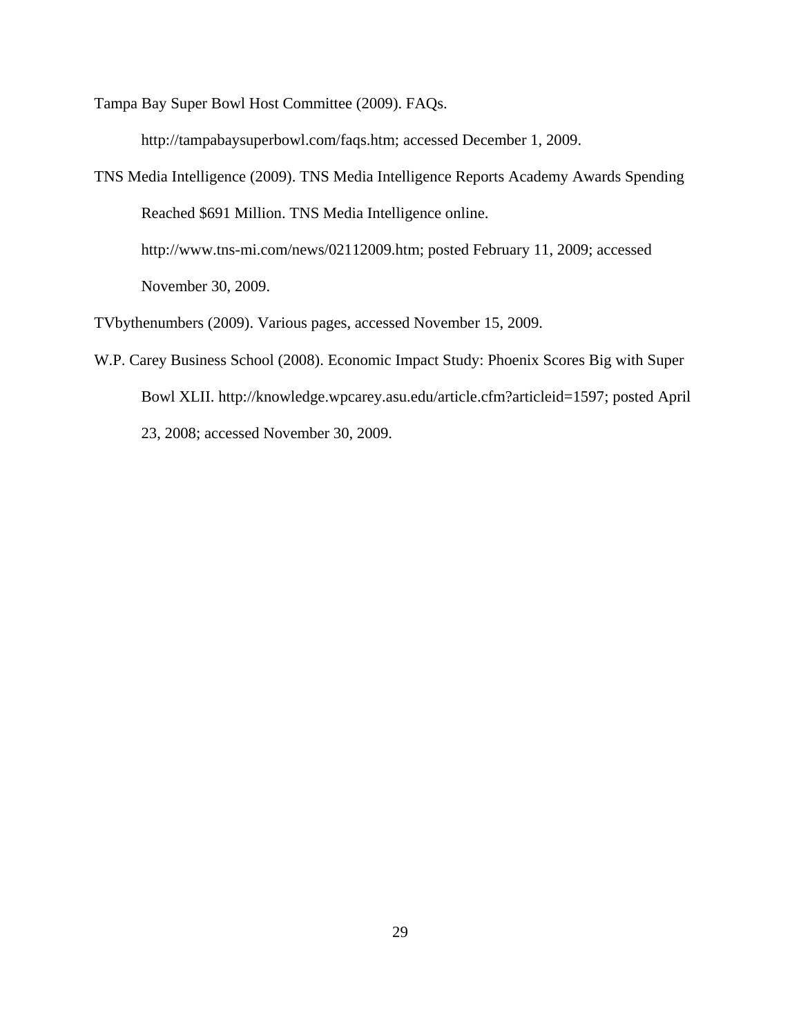Tampa Bay Super Bowl Host Committee (2009). FAQs. http://tampabaysuperbowl.com/faqs.htm; accessed December 1, 2009.

TNS Media Intelligence (2009). TNS Media Intelligence Reports Academy Awards Spending Reached $691 Million. TNS Media Intelligence online. http://www.tns-mi.com/news/02112009.htm; posted February 11, 2009; accessed November 30, 2009.

TVbythenumbers (2009). Various pages, accessed November 15, 2009.

W.P. Carey Business School (2008). Economic Impact Study: Phoenix Scores Big with Super Bowl XLII. http://knowledge.wpcarey.asu.edu/article.cfm?articleid=1597; posted April 23, 2008; accessed November 30, 2009.